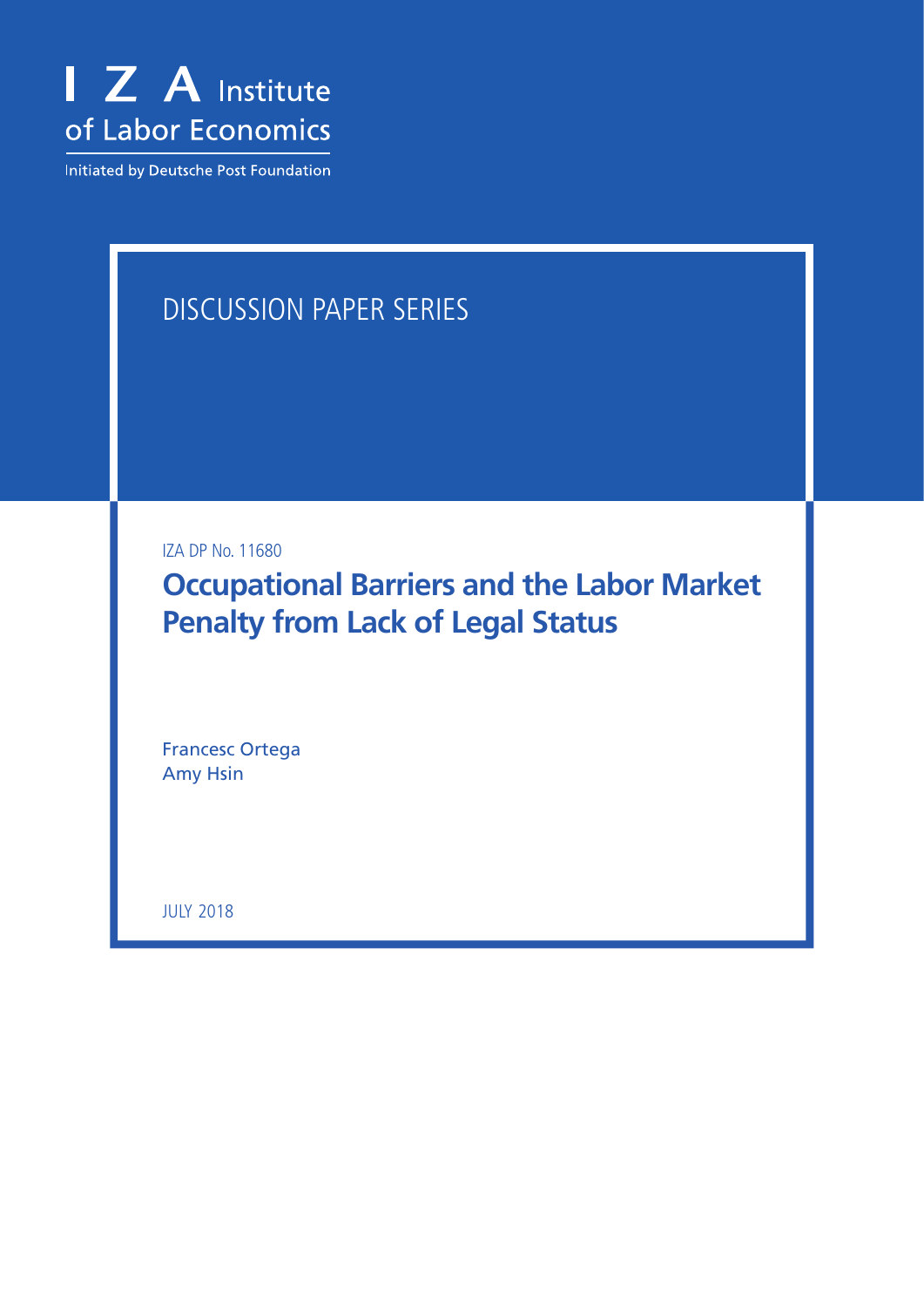I Z A Institute of Labor Economics

Initiated by Deutsche Post Foundation

DISCUSSION PAPER SERIES

IZA DP No. 11680

# Occupational Barriers and the Labor Market Penalty from Lack of Legal Status

Francesc Ortega
Amy Hsin

JULY 2018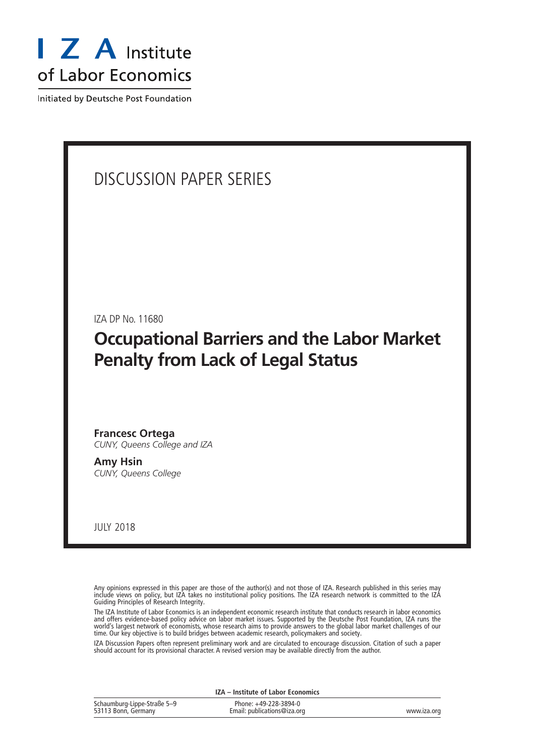# I Z A Institute of Labor Economics

Initiated by Deutsche Post Foundation

DISCUSSION PAPER SERIES

IZA DP No. 11680

## Occupational Barriers and the Labor Market Penalty from Lack of Legal Status

**Francesc Ortega**
*CUNY, Queens College and IZA*

**Amy Hsin**
*CUNY, Queens College*

JULY 2018

Any opinions expressed in this paper are those of the author(s) and not those of IZA. Research published in this series may include views on policy, but IZA takes no institutional policy positions. The IZA research network is committed to the IZA Guiding Principles of Research Integrity.

The IZA Institute of Labor Economics is an independent economic research institute that conducts research in labor economics and offers evidence-based policy advice on labor market issues. Supported by the Deutsche Post Foundation, IZA runs the world's largest network of economists, whose research aims to provide answers to the global labor market challenges of our time. Our key objective is to build bridges between academic research, policymakers and society.

IZA Discussion Papers often represent preliminary work and are circulated to encourage discussion. Citation of such a paper should account for its provisional character. A revised version may be available directly from the author.

**IZA – Institute of Labor Economics**

Schaumburg-Lippe-Straße 5–9
53113 Bonn, Germany

Phone: +49-228-3894-0
Email: publications@iza.org

www.iza.org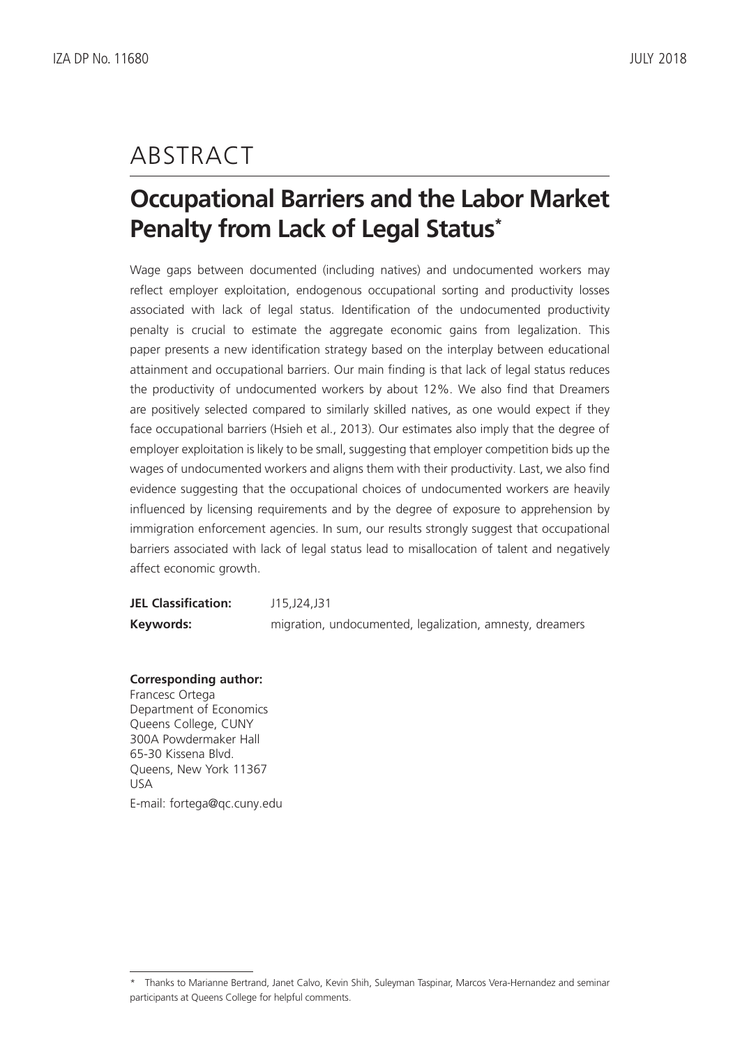# ABSTRACT

## Occupational Barriers and the Labor Market Penalty from Lack of Legal Status*

Wage gaps between documented (including natives) and undocumented workers may reflect employer exploitation, endogenous occupational sorting and productivity losses associated with lack of legal status. Identification of the undocumented productivity penalty is crucial to estimate the aggregate economic gains from legalization. This paper presents a new identification strategy based on the interplay between educational attainment and occupational barriers. Our main finding is that lack of legal status reduces the productivity of undocumented workers by about 12%. We also find that Dreamers are positively selected compared to similarly skilled natives, as one would expect if they face occupational barriers (Hsieh et al., 2013). Our estimates also imply that the degree of employer exploitation is likely to be small, suggesting that employer competition bids up the wages of undocumented workers and aligns them with their productivity. Last, we also find evidence suggesting that the occupational choices of undocumented workers are heavily influenced by licensing requirements and by the degree of exposure to apprehension by immigration enforcement agencies. In sum, our results strongly suggest that occupational barriers associated with lack of legal status lead to misallocation of talent and negatively affect economic growth.

**JEL Classification:** J15,J24,J31

**Keywords:** migration, undocumented, legalization, amnesty, dreamers

**Corresponding author:**
Francesc Ortega
Department of Economics
Queens College, CUNY
300A Powdermaker Hall
65-30 Kissena Blvd.
Queens, New York 11367
USA
E-mail: fortega@qc.cuny.edu

* Thanks to Marianne Bertrand, Janet Calvo, Kevin Shih, Suleyman Taspinar, Marcos Vera-Hernandez and seminar participants at Queens College for helpful comments.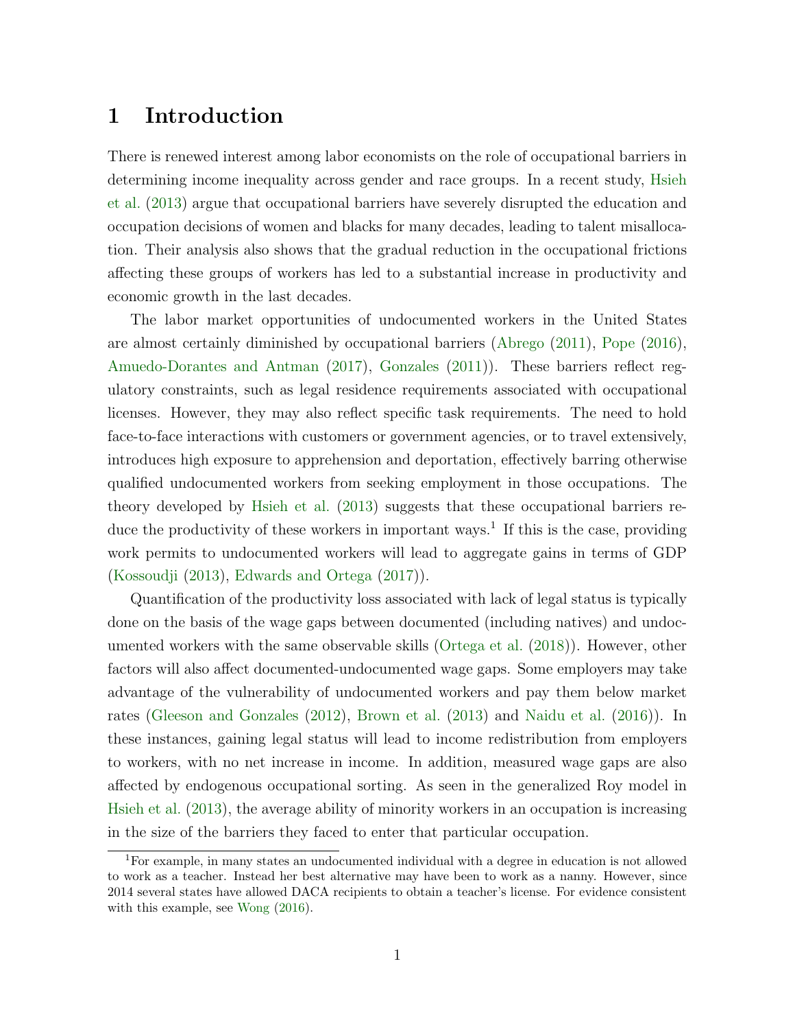# 1 Introduction

There is renewed interest among labor economists on the role of occupational barriers in determining income inequality across gender and race groups. In a recent study, Hsieh et al. (2013) argue that occupational barriers have severely disrupted the education and occupation decisions of women and blacks for many decades, leading to talent misallocation. Their analysis also shows that the gradual reduction in the occupational frictions affecting these groups of workers has led to a substantial increase in productivity and economic growth in the last decades.

The labor market opportunities of undocumented workers in the United States are almost certainly diminished by occupational barriers (Abrego (2011), Pope (2016), Amuedo-Dorantes and Antman (2017), Gonzales (2011)). These barriers reflect regulatory constraints, such as legal residence requirements associated with occupational licenses. However, they may also reflect specific task requirements. The need to hold face-to-face interactions with customers or government agencies, or to travel extensively, introduces high exposure to apprehension and deportation, effectively barring otherwise qualified undocumented workers from seeking employment in those occupations. The theory developed by Hsieh et al. (2013) suggests that these occupational barriers reduce the productivity of these workers in important ways.[1] If this is the case, providing work permits to undocumented workers will lead to aggregate gains in terms of GDP (Kossoudji (2013), Edwards and Ortega (2017)).

Quantification of the productivity loss associated with lack of legal status is typically done on the basis of the wage gaps between documented (including natives) and undocumented workers with the same observable skills (Ortega et al. (2018)). However, other factors will also affect documented-undocumented wage gaps. Some employers may take advantage of the vulnerability of undocumented workers and pay them below market rates (Gleeson and Gonzales (2012), Brown et al. (2013) and Naidu et al. (2016)). In these instances, gaining legal status will lead to income redistribution from employers to workers, with no net increase in income. In addition, measured wage gaps are also affected by endogenous occupational sorting. As seen in the generalized Roy model in Hsieh et al. (2013), the average ability of minority workers in an occupation is increasing in the size of the barriers they faced to enter that particular occupation.

[1] For example, in many states an undocumented individual with a degree in education is not allowed to work as a teacher. Instead her best alternative may have been to work as a nanny. However, since 2014 several states have allowed DACA recipients to obtain a teacher's license. For evidence consistent with this example, see Wong (2016).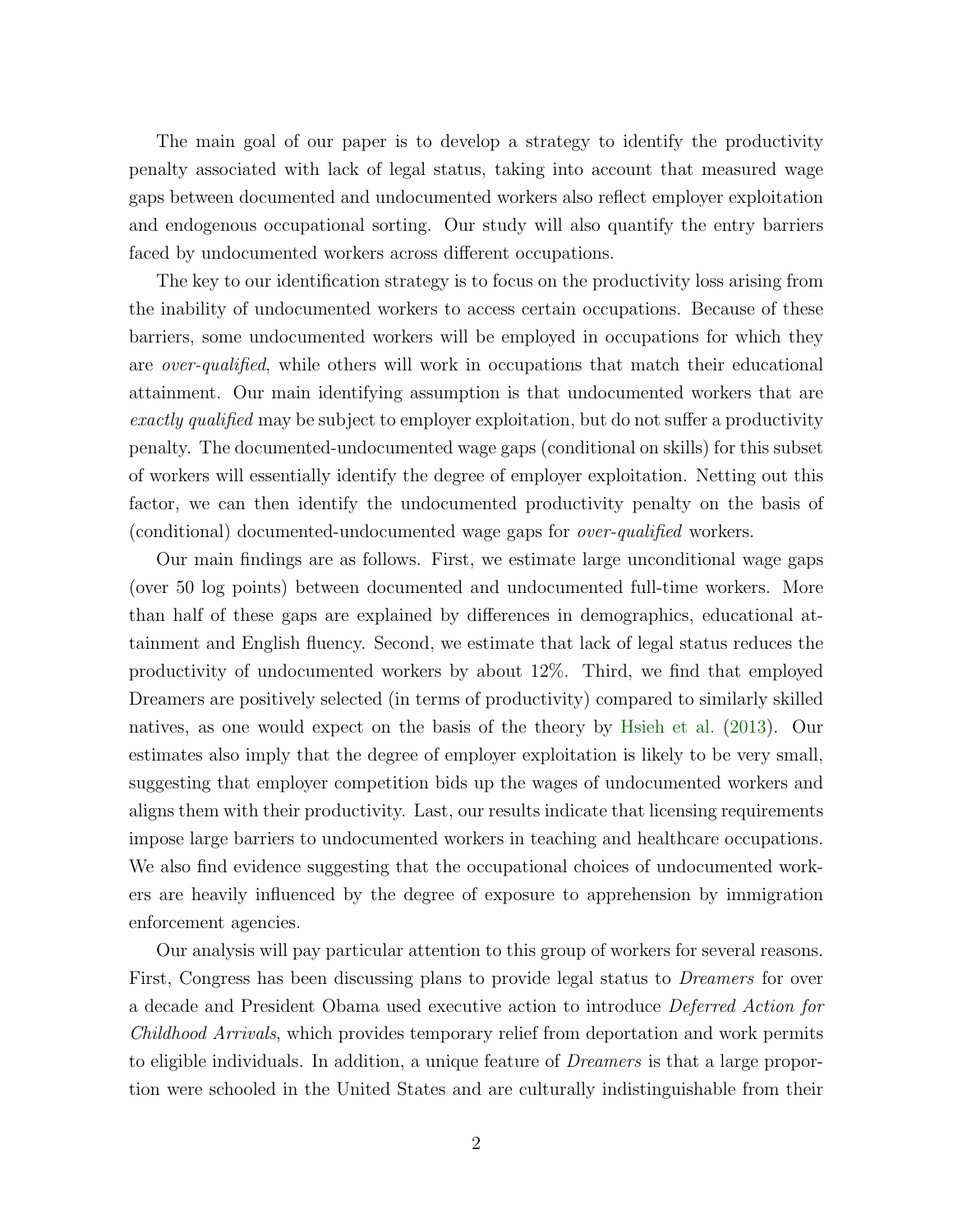The main goal of our paper is to develop a strategy to identify the productivity penalty associated with lack of legal status, taking into account that measured wage gaps between documented and undocumented workers also reflect employer exploitation and endogenous occupational sorting. Our study will also quantify the entry barriers faced by undocumented workers across different occupations.

The key to our identification strategy is to focus on the productivity loss arising from the inability of undocumented workers to access certain occupations. Because of these barriers, some undocumented workers will be employed in occupations for which they are *over-qualified*, while others will work in occupations that match their educational attainment. Our main identifying assumption is that undocumented workers that are *exactly qualified* may be subject to employer exploitation, but do not suffer a productivity penalty. The documented-undocumented wage gaps (conditional on skills) for this subset of workers will essentially identify the degree of employer exploitation. Netting out this factor, we can then identify the undocumented productivity penalty on the basis of (conditional) documented-undocumented wage gaps for *over-qualified* workers.

Our main findings are as follows. First, we estimate large unconditional wage gaps (over 50 log points) between documented and undocumented full-time workers. More than half of these gaps are explained by differences in demographics, educational attainment and English fluency. Second, we estimate that lack of legal status reduces the productivity of undocumented workers by about 12%. Third, we find that employed Dreamers are positively selected (in terms of productivity) compared to similarly skilled natives, as one would expect on the basis of the theory by Hsieh et al. (2013). Our estimates also imply that the degree of employer exploitation is likely to be very small, suggesting that employer competition bids up the wages of undocumented workers and aligns them with their productivity. Last, our results indicate that licensing requirements impose large barriers to undocumented workers in teaching and healthcare occupations. We also find evidence suggesting that the occupational choices of undocumented workers are heavily influenced by the degree of exposure to apprehension by immigration enforcement agencies.

Our analysis will pay particular attention to this group of workers for several reasons. First, Congress has been discussing plans to provide legal status to *Dreamers* for over a decade and President Obama used executive action to introduce *Deferred Action for Childhood Arrivals*, which provides temporary relief from deportation and work permits to eligible individuals. In addition, a unique feature of *Dreamers* is that a large proportion were schooled in the United States and are culturally indistinguishable from their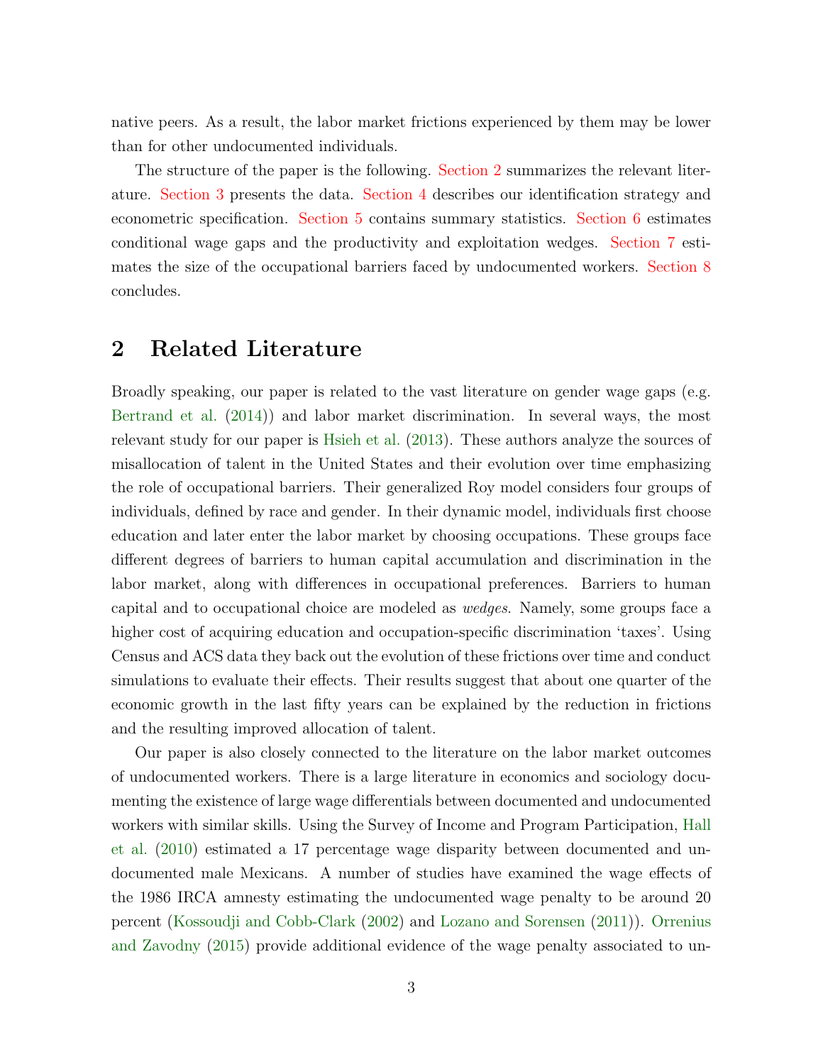native peers. As a result, the labor market frictions experienced by them may be lower than for other undocumented individuals.

The structure of the paper is the following. Section 2 summarizes the relevant literature. Section 3 presents the data. Section 4 describes our identification strategy and econometric specification. Section 5 contains summary statistics. Section 6 estimates conditional wage gaps and the productivity and exploitation wedges. Section 7 estimates the size of the occupational barriers faced by undocumented workers. Section 8 concludes.

## 2 Related Literature

Broadly speaking, our paper is related to the vast literature on gender wage gaps (e.g. Bertrand et al. (2014)) and labor market discrimination. In several ways, the most relevant study for our paper is Hsieh et al. (2013). These authors analyze the sources of misallocation of talent in the United States and their evolution over time emphasizing the role of occupational barriers. Their generalized Roy model considers four groups of individuals, defined by race and gender. In their dynamic model, individuals first choose education and later enter the labor market by choosing occupations. These groups face different degrees of barriers to human capital accumulation and discrimination in the labor market, along with differences in occupational preferences. Barriers to human capital and to occupational choice are modeled as *wedges*. Namely, some groups face a higher cost of acquiring education and occupation-specific discrimination 'taxes'. Using Census and ACS data they back out the evolution of these frictions over time and conduct simulations to evaluate their effects. Their results suggest that about one quarter of the economic growth in the last fifty years can be explained by the reduction in frictions and the resulting improved allocation of talent.

Our paper is also closely connected to the literature on the labor market outcomes of undocumented workers. There is a large literature in economics and sociology documenting the existence of large wage differentials between documented and undocumented workers with similar skills. Using the Survey of Income and Program Participation, Hall et al. (2010) estimated a 17 percentage wage disparity between documented and undocumented male Mexicans. A number of studies have examined the wage effects of the 1986 IRCA amnesty estimating the undocumented wage penalty to be around 20 percent (Kossoudji and Cobb-Clark (2002) and Lozano and Sorensen (2011)). Orrenius and Zavodny (2015) provide additional evidence of the wage penalty associated to un-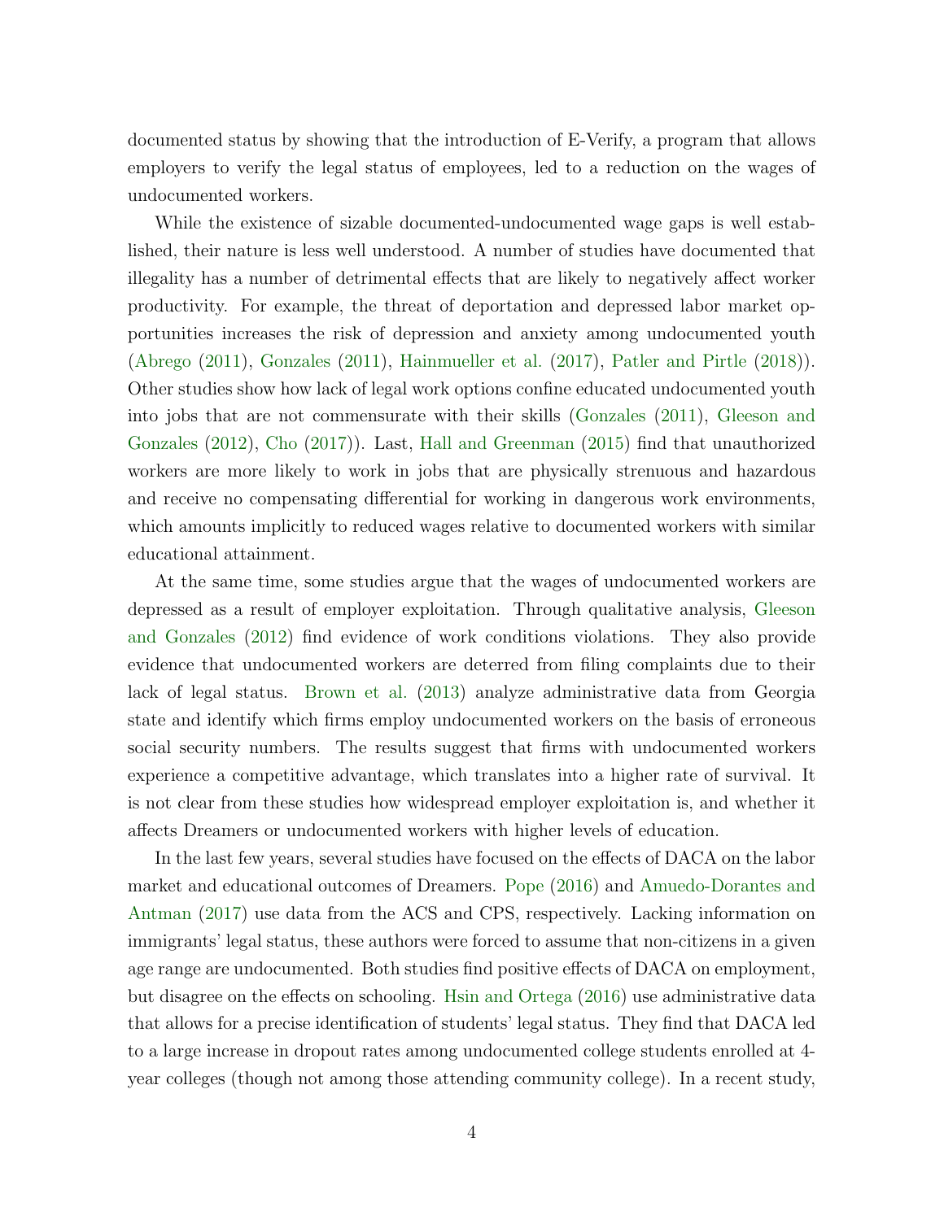documented status by showing that the introduction of E-Verify, a program that allows employers to verify the legal status of employees, led to a reduction on the wages of undocumented workers.

While the existence of sizable documented-undocumented wage gaps is well established, their nature is less well understood. A number of studies have documented that illegality has a number of detrimental effects that are likely to negatively affect worker productivity. For example, the threat of deportation and depressed labor market opportunities increases the risk of depression and anxiety among undocumented youth (Abrego (2011), Gonzales (2011), Hainmueller et al. (2017), Patler and Pirtle (2018)). Other studies show how lack of legal work options confine educated undocumented youth into jobs that are not commensurate with their skills (Gonzales (2011), Gleeson and Gonzales (2012), Cho (2017)). Last, Hall and Greenman (2015) find that unauthorized workers are more likely to work in jobs that are physically strenuous and hazardous and receive no compensating differential for working in dangerous work environments, which amounts implicitly to reduced wages relative to documented workers with similar educational attainment.

At the same time, some studies argue that the wages of undocumented workers are depressed as a result of employer exploitation. Through qualitative analysis, Gleeson and Gonzales (2012) find evidence of work conditions violations. They also provide evidence that undocumented workers are deterred from filing complaints due to their lack of legal status. Brown et al. (2013) analyze administrative data from Georgia state and identify which firms employ undocumented workers on the basis of erroneous social security numbers. The results suggest that firms with undocumented workers experience a competitive advantage, which translates into a higher rate of survival. It is not clear from these studies how widespread employer exploitation is, and whether it affects Dreamers or undocumented workers with higher levels of education.

In the last few years, several studies have focused on the effects of DACA on the labor market and educational outcomes of Dreamers. Pope (2016) and Amuedo-Dorantes and Antman (2017) use data from the ACS and CPS, respectively. Lacking information on immigrants' legal status, these authors were forced to assume that non-citizens in a given age range are undocumented. Both studies find positive effects of DACA on employment, but disagree on the effects on schooling. Hsin and Ortega (2016) use administrative data that allows for a precise identification of students' legal status. They find that DACA led to a large increase in dropout rates among undocumented college students enrolled at 4-year colleges (though not among those attending community college). In a recent study,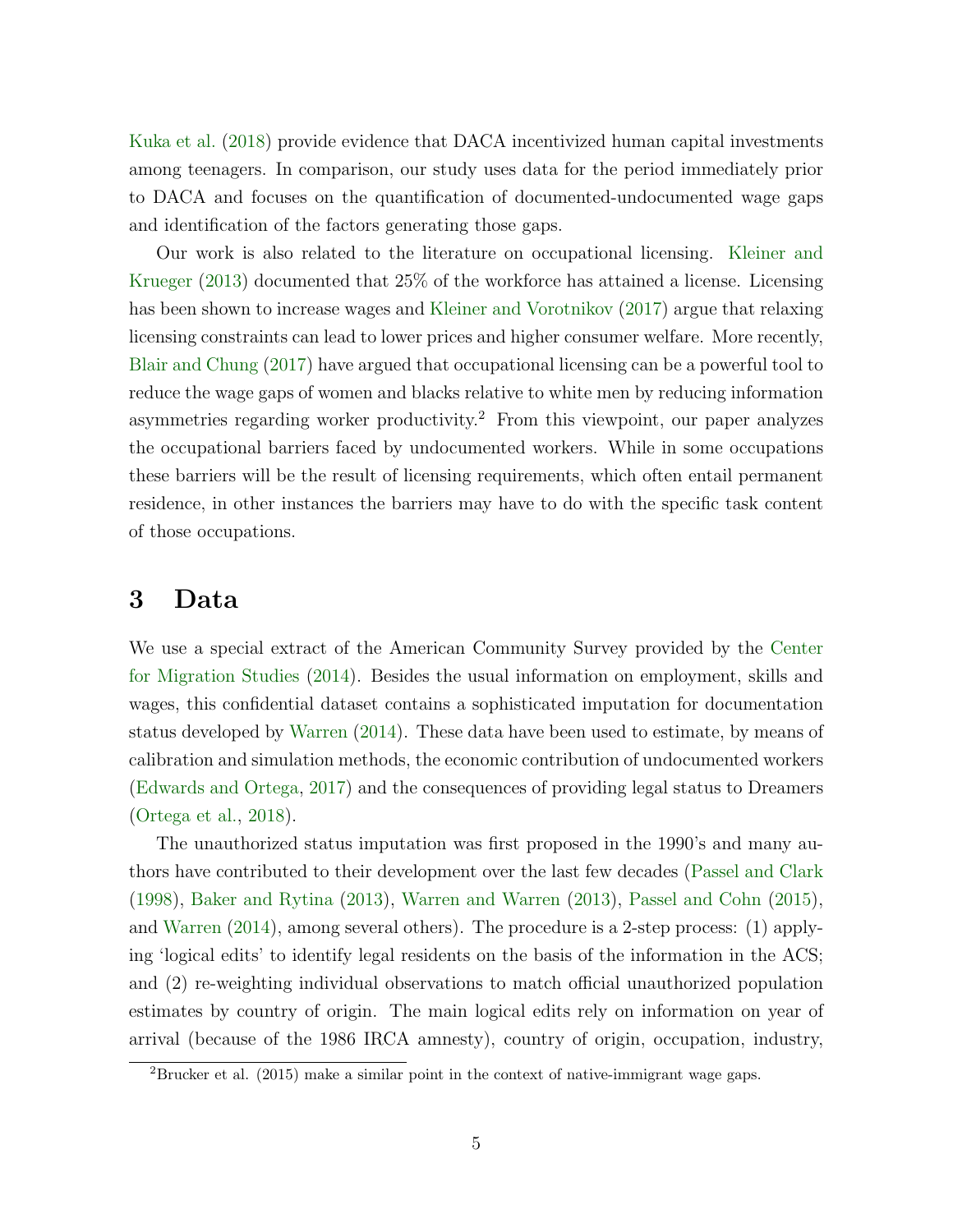Kuka et al. (2018) provide evidence that DACA incentivized human capital investments among teenagers. In comparison, our study uses data for the period immediately prior to DACA and focuses on the quantification of documented-undocumented wage gaps and identification of the factors generating those gaps.

Our work is also related to the literature on occupational licensing. Kleiner and Krueger (2013) documented that 25% of the workforce has attained a license. Licensing has been shown to increase wages and Kleiner and Vorotnikov (2017) argue that relaxing licensing constraints can lead to lower prices and higher consumer welfare. More recently, Blair and Chung (2017) have argued that occupational licensing can be a powerful tool to reduce the wage gaps of women and blacks relative to white men by reducing information asymmetries regarding worker productivity.[2] From this viewpoint, our paper analyzes the occupational barriers faced by undocumented workers. While in some occupations these barriers will be the result of licensing requirements, which often entail permanent residence, in other instances the barriers may have to do with the specific task content of those occupations.

# 3 Data

We use a special extract of the American Community Survey provided by the Center for Migration Studies (2014). Besides the usual information on employment, skills and wages, this confidential dataset contains a sophisticated imputation for documentation status developed by Warren (2014). These data have been used to estimate, by means of calibration and simulation methods, the economic contribution of undocumented workers (Edwards and Ortega, 2017) and the consequences of providing legal status to Dreamers (Ortega et al., 2018).

The unauthorized status imputation was first proposed in the 1990's and many authors have contributed to their development over the last few decades (Passel and Clark (1998), Baker and Rytina (2013), Warren and Warren (2013), Passel and Cohn (2015), and Warren (2014), among several others). The procedure is a 2-step process: (1) applying 'logical edits' to identify legal residents on the basis of the information in the ACS; and (2) re-weighting individual observations to match official unauthorized population estimates by country of origin. The main logical edits rely on information on year of arrival (because of the 1986 IRCA amnesty), country of origin, occupation, industry,

[2] Brucker et al. (2015) make a similar point in the context of native-immigrant wage gaps.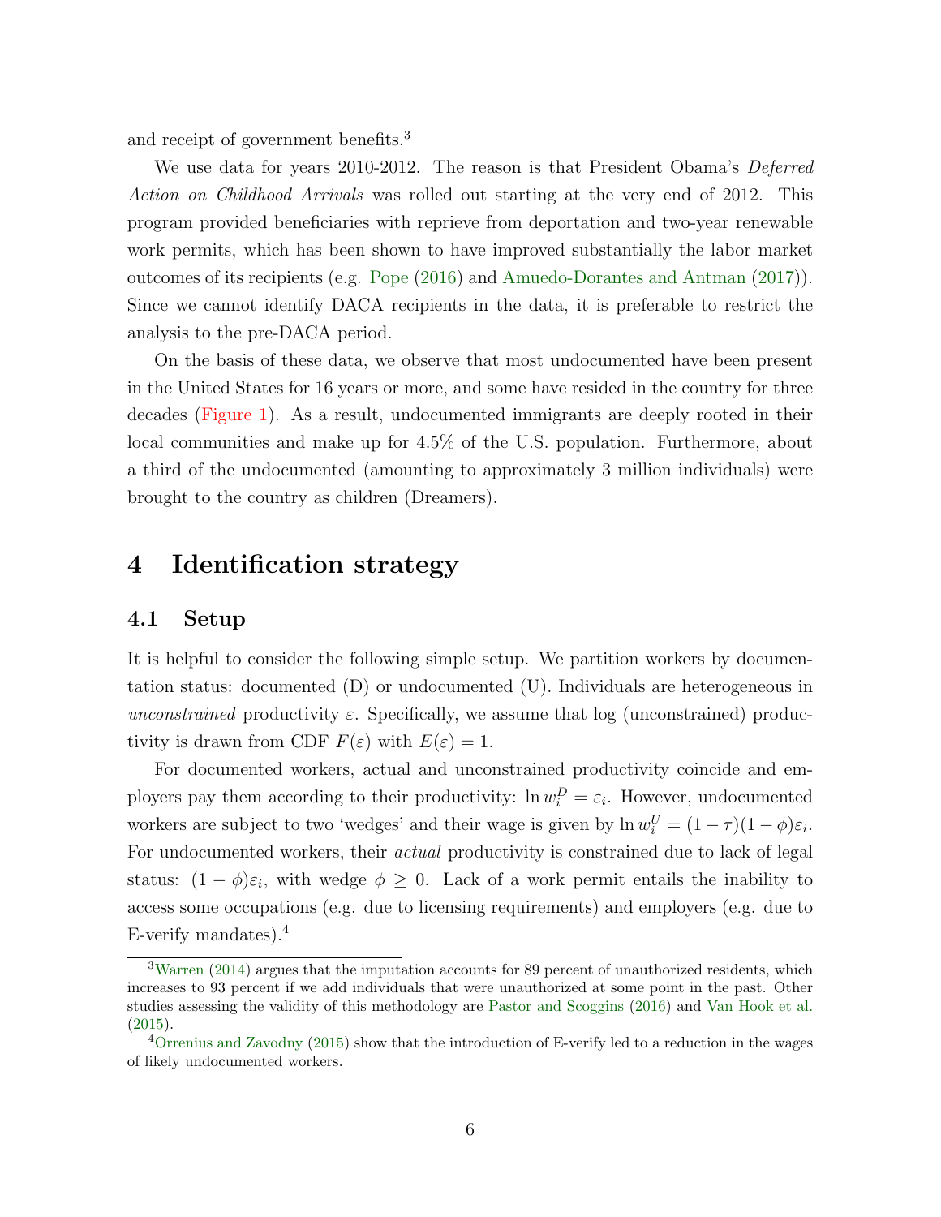and receipt of government benefits.[3]

We use data for years 2010-2012. The reason is that President Obama's *Deferred Action on Childhood Arrivals* was rolled out starting at the very end of 2012. This program provided beneficiaries with reprieve from deportation and two-year renewable work permits, which has been shown to have improved substantially the labor market outcomes of its recipients (e.g. Pope (2016) and Amuedo-Dorantes and Antman (2017)). Since we cannot identify DACA recipients in the data, it is preferable to restrict the analysis to the pre-DACA period.

On the basis of these data, we observe that most undocumented have been present in the United States for 16 years or more, and some have resided in the country for three decades (Figure 1). As a result, undocumented immigrants are deeply rooted in their local communities and make up for 4.5% of the U.S. population. Furthermore, about a third of the undocumented (amounting to approximately 3 million individuals) were brought to the country as children (Dreamers).

# 4 Identification strategy

## 4.1 Setup

It is helpful to consider the following simple setup. We partition workers by documentation status: documented (D) or undocumented (U). Individuals are heterogeneous in *unconstrained* productivity $\varepsilon$. Specifically, we assume that log (unconstrained) productivity is drawn from CDF $F(\varepsilon)$ with $E(\varepsilon) = 1$.

For documented workers, actual and unconstrained productivity coincide and employers pay them according to their productivity: $\ln w_i^D = \varepsilon_i$. However, undocumented workers are subject to two 'wedges' and their wage is given by $\ln w_i^U = (1-\tau)(1-\phi)\varepsilon_i$. For undocumented workers, their *actual* productivity is constrained due to lack of legal status: $(1-\phi)\varepsilon_i$, with wedge $\phi \geq 0$. Lack of a work permit entails the inability to access some occupations (e.g. due to licensing requirements) and employers (e.g. due to E-verify mandates).[4]

[3] Warren (2014) argues that the imputation accounts for 89 percent of unauthorized residents, which increases to 93 percent if we add individuals that were unauthorized at some point in the past. Other studies assessing the validity of this methodology are Pastor and Scoggins (2016) and Van Hook et al. (2015).

[4] Orrenius and Zavodny (2015) show that the introduction of E-verify led to a reduction in the wages of likely undocumented workers.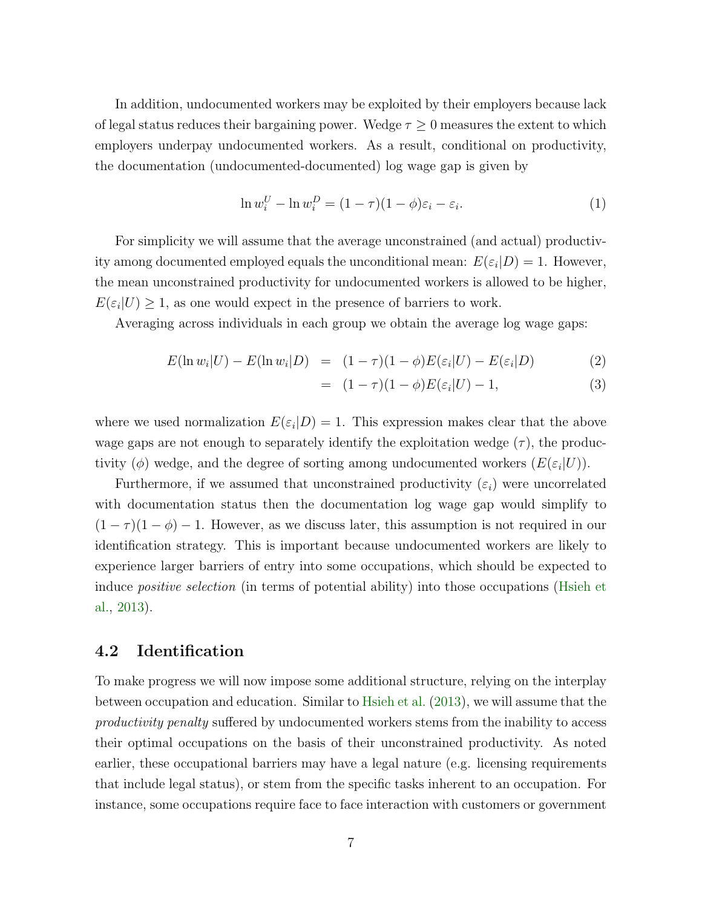In addition, undocumented workers may be exploited by their employers because lack of legal status reduces their bargaining power. Wedge $\tau \geq 0$ measures the extent to which employers underpay undocumented workers. As a result, conditional on productivity, the documentation (undocumented-documented) log wage gap is given by

$$\ln w_i^U - \ln w_i^D = (1-\tau)(1-\phi)\varepsilon_i - \varepsilon_i. \tag{1}$$

For simplicity we will assume that the average unconstrained (and actual) productivity among documented employed equals the unconditional mean: $E(\varepsilon_i|D) = 1$. However, the mean unconstrained productivity for undocumented workers is allowed to be higher, $E(\varepsilon_i|U) \geq 1$, as one would expect in the presence of barriers to work.

Averaging across individuals in each group we obtain the average log wage gaps:

$$\begin{aligned} E(\ln w_i|U) - E(\ln w_i|D) &= (1-\tau)(1-\phi)E(\varepsilon_i|U) - E(\varepsilon_i|D) \quad (2) \\ &= (1-\tau)(1-\phi)E(\varepsilon_i|U) - 1, \quad (3) \end{aligned}$$

where we used normalization $E(\varepsilon_i|D) = 1$. This expression makes clear that the above wage gaps are not enough to separately identify the exploitation wedge ($\tau$), the productivity ($\phi$) wedge, and the degree of sorting among undocumented workers ($E(\varepsilon_i|U)$).

Furthermore, if we assumed that unconstrained productivity ($\varepsilon_i$) were uncorrelated with documentation status then the documentation log wage gap would simplify to $(1-\tau)(1-\phi) - 1$. However, as we discuss later, this assumption is not required in our identification strategy. This is important because undocumented workers are likely to experience larger barriers of entry into some occupations, which should be expected to induce *positive selection* (in terms of potential ability) into those occupations (Hsieh et al., 2013).

## 4.2 Identification

To make progress we will now impose some additional structure, relying on the interplay between occupation and education. Similar to Hsieh et al. (2013), we will assume that the *productivity penalty* suffered by undocumented workers stems from the inability to access their optimal occupations on the basis of their unconstrained productivity. As noted earlier, these occupational barriers may have a legal nature (e.g. licensing requirements that include legal status), or stem from the specific tasks inherent to an occupation. For instance, some occupations require face to face interaction with customers or government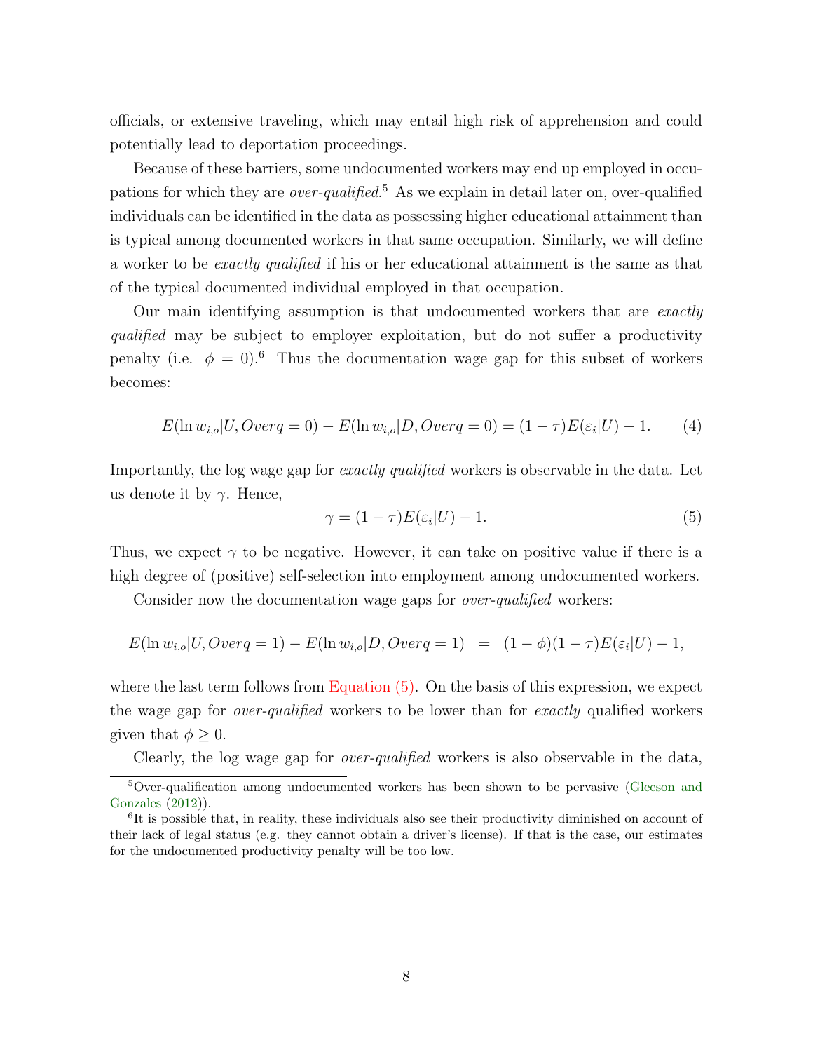officials, or extensive traveling, which may entail high risk of apprehension and could potentially lead to deportation proceedings.

Because of these barriers, some undocumented workers may end up employed in occupations for which they are *over-qualified*.[5] As we explain in detail later on, over-qualified individuals can be identified in the data as possessing higher educational attainment than is typical among documented workers in that same occupation. Similarly, we will define a worker to be *exactly qualified* if his or her educational attainment is the same as that of the typical documented individual employed in that occupation.

Our main identifying assumption is that undocumented workers that are *exactly qualified* may be subject to employer exploitation, but do not suffer a productivity penalty (i.e. $\phi = 0$).[6] Thus the documentation wage gap for this subset of workers becomes:

$$E(\ln w_{i,o}|U, Overq = 0) - E(\ln w_{i,o}|D, Overq = 0) = (1 - \tau)E(\varepsilon_i|U) - 1. \qquad (4)$$

Importantly, the log wage gap for *exactly qualified* workers is observable in the data. Let us denote it by $\gamma$. Hence,

$$\gamma = (1 - \tau)E(\varepsilon_i|U) - 1. \qquad (5)$$

Thus, we expect $\gamma$ to be negative. However, it can take on positive value if there is a high degree of (positive) self-selection into employment among undocumented workers.

Consider now the documentation wage gaps for *over-qualified* workers:

$$E(\ln w_{i,o}|U, Overq = 1) - E(\ln w_{i,o}|D, Overq = 1) \;\; = \;\; (1 - \phi)(1 - \tau)E(\varepsilon_i|U) - 1,$$

where the last term follows from Equation (5). On the basis of this expression, we expect the wage gap for *over-qualified* workers to be lower than for *exactly* qualified workers given that $\phi \geq 0$.

Clearly, the log wage gap for *over-qualified* workers is also observable in the data,

---

[5] Over-qualification among undocumented workers has been shown to be pervasive (Gleeson and Gonzales (2012)).

[6] It is possible that, in reality, these individuals also see their productivity diminished on account of their lack of legal status (e.g. they cannot obtain a driver's license). If that is the case, our estimates for the undocumented productivity penalty will be too low.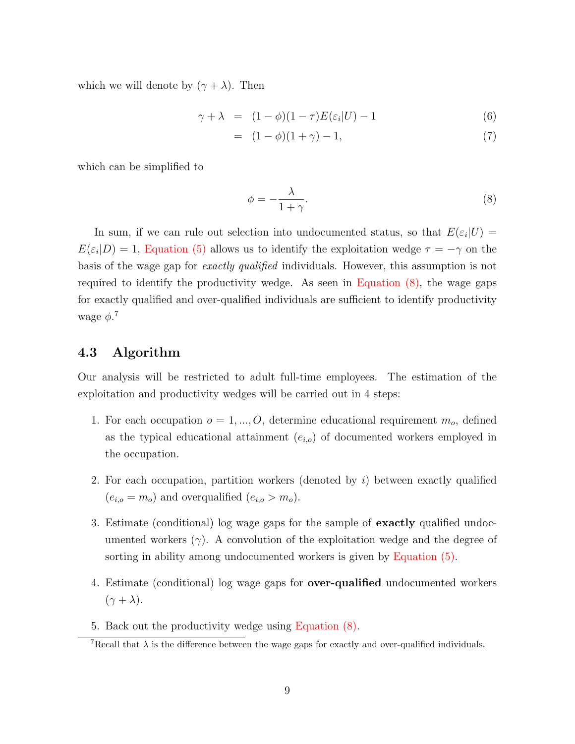which we will denote by $(\gamma + \lambda)$. Then

$$\begin{aligned} \gamma + \lambda &= (1-\phi)(1-\tau)E(\varepsilon_i|U) - 1 \quad (6) \\ &= (1-\phi)(1+\gamma) - 1, \quad (7) \end{aligned}$$

which can be simplified to

$$\phi = -\frac{\lambda}{1+\gamma}. \quad (8)$$

In sum, if we can rule out selection into undocumented status, so that $E(\varepsilon_i|U) = E(\varepsilon_i|D) = 1$, Equation (5) allows us to identify the exploitation wedge $\tau = -\gamma$ on the basis of the wage gap for *exactly qualified* individuals. However, this assumption is not required to identify the productivity wedge. As seen in Equation (8), the wage gaps for exactly qualified and over-qualified individuals are sufficient to identify productivity wage $\phi$.[7]

## 4.3 Algorithm

Our analysis will be restricted to adult full-time employees. The estimation of the exploitation and productivity wedges will be carried out in 4 steps:

1. For each occupation $o = 1, ..., O$, determine educational requirement $m_o$, defined as the typical educational attainment ($e_{i,o}$) of documented workers employed in the occupation.

2. For each occupation, partition workers (denoted by $i$) between exactly qualified ($e_{i,o} = m_o$) and overqualified ($e_{i,o} > m_o$).

3. Estimate (conditional) log wage gaps for the sample of **exactly** qualified undocumented workers ($\gamma$). A convolution of the exploitation wedge and the degree of sorting in ability among undocumented workers is given by Equation (5).

4. Estimate (conditional) log wage gaps for **over-qualified** undocumented workers ($\gamma + \lambda$).

5. Back out the productivity wedge using Equation (8).

[7] Recall that $\lambda$ is the difference between the wage gaps for exactly and over-qualified individuals.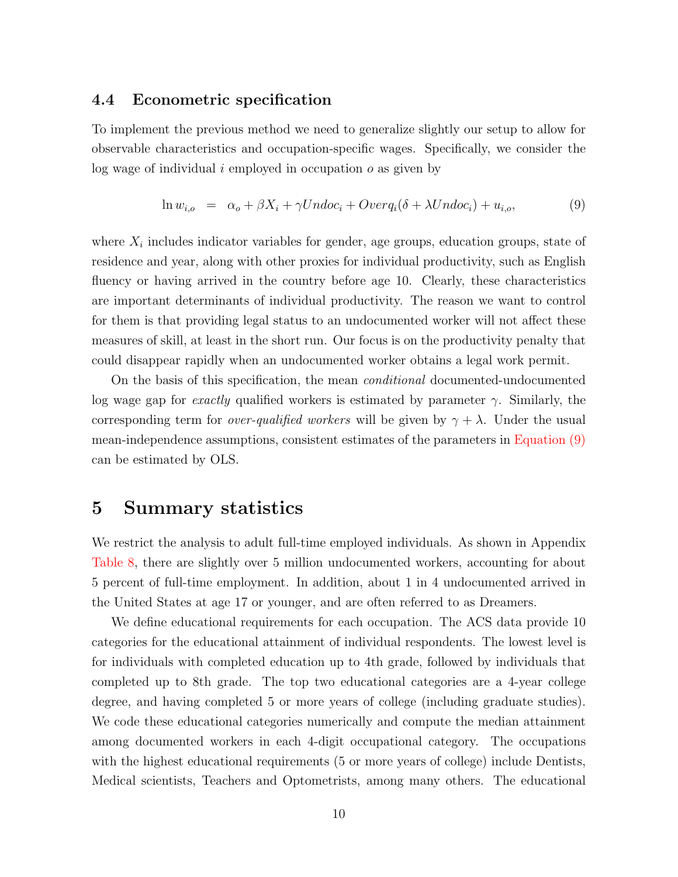### 4.4 Econometric specification

To implement the previous method we need to generalize slightly our setup to allow for observable characteristics and occupation-specific wages. Specifically, we consider the log wage of individual $i$ employed in occupation $o$ as given by

$$\ln w_{i,o} \;\; = \;\; \alpha_o + \beta X_i + \gamma Undoc_i + Overq_i(\delta + \lambda Undoc_i) + u_{i,o}, \tag{9}$$

where $X_i$ includes indicator variables for gender, age groups, education groups, state of residence and year, along with other proxies for individual productivity, such as English fluency or having arrived in the country before age 10. Clearly, these characteristics are important determinants of individual productivity. The reason we want to control for them is that providing legal status to an undocumented worker will not affect these measures of skill, at least in the short run. Our focus is on the productivity penalty that could disappear rapidly when an undocumented worker obtains a legal work permit.

On the basis of this specification, the mean *conditional* documented-undocumented log wage gap for *exactly* qualified workers is estimated by parameter $\gamma$. Similarly, the corresponding term for *over-qualified workers* will be given by $\gamma + \lambda$. Under the usual mean-independence assumptions, consistent estimates of the parameters in Equation (9) can be estimated by OLS.

## 5 Summary statistics

We restrict the analysis to adult full-time employed individuals. As shown in Appendix Table 8, there are slightly over 5 million undocumented workers, accounting for about 5 percent of full-time employment. In addition, about 1 in 4 undocumented arrived in the United States at age 17 or younger, and are often referred to as Dreamers.

We define educational requirements for each occupation. The ACS data provide 10 categories for the educational attainment of individual respondents. The lowest level is for individuals with completed education up to 4th grade, followed by individuals that completed up to 8th grade. The top two educational categories are a 4-year college degree, and having completed 5 or more years of college (including graduate studies). We code these educational categories numerically and compute the median attainment among documented workers in each 4-digit occupational category. The occupations with the highest educational requirements (5 or more years of college) include Dentists, Medical scientists, Teachers and Optometrists, among many others. The educational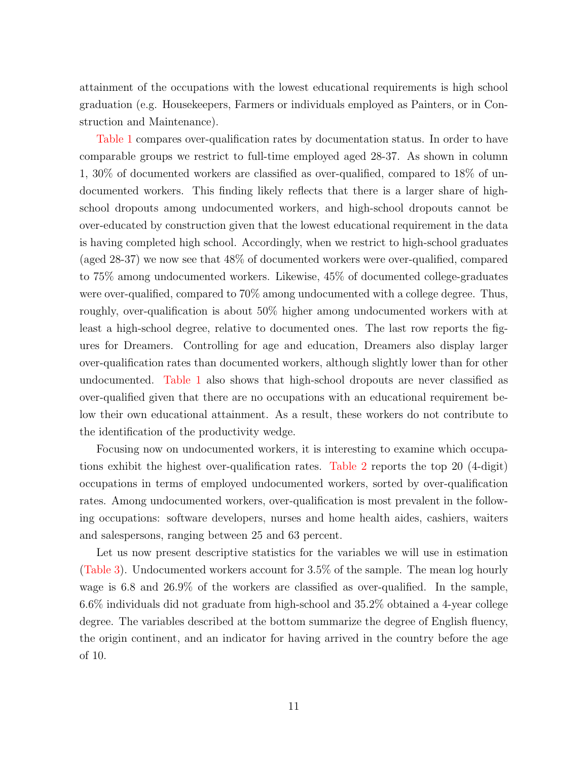attainment of the occupations with the lowest educational requirements is high school graduation (e.g. Housekeepers, Farmers or individuals employed as Painters, or in Construction and Maintenance).

Table 1 compares over-qualification rates by documentation status. In order to have comparable groups we restrict to full-time employed aged 28-37. As shown in column 1, 30% of documented workers are classified as over-qualified, compared to 18% of undocumented workers. This finding likely reflects that there is a larger share of high-school dropouts among undocumented workers, and high-school dropouts cannot be over-educated by construction given that the lowest educational requirement in the data is having completed high school. Accordingly, when we restrict to high-school graduates (aged 28-37) we now see that 48% of documented workers were over-qualified, compared to 75% among undocumented workers. Likewise, 45% of documented college-graduates were over-qualified, compared to 70% among undocumented with a college degree. Thus, roughly, over-qualification is about 50% higher among undocumented workers with at least a high-school degree, relative to documented ones. The last row reports the figures for Dreamers. Controlling for age and education, Dreamers also display larger over-qualification rates than documented workers, although slightly lower than for other undocumented. Table 1 also shows that high-school dropouts are never classified as over-qualified given that there are no occupations with an educational requirement below their own educational attainment. As a result, these workers do not contribute to the identification of the productivity wedge.

Focusing now on undocumented workers, it is interesting to examine which occupations exhibit the highest over-qualification rates. Table 2 reports the top 20 (4-digit) occupations in terms of employed undocumented workers, sorted by over-qualification rates. Among undocumented workers, over-qualification is most prevalent in the following occupations: software developers, nurses and home health aides, cashiers, waiters and salespersons, ranging between 25 and 63 percent.

Let us now present descriptive statistics for the variables we will use in estimation (Table 3). Undocumented workers account for 3.5% of the sample. The mean log hourly wage is 6.8 and 26.9% of the workers are classified as over-qualified. In the sample, 6.6% individuals did not graduate from high-school and 35.2% obtained a 4-year college degree. The variables described at the bottom summarize the degree of English fluency, the origin continent, and an indicator for having arrived in the country before the age of 10.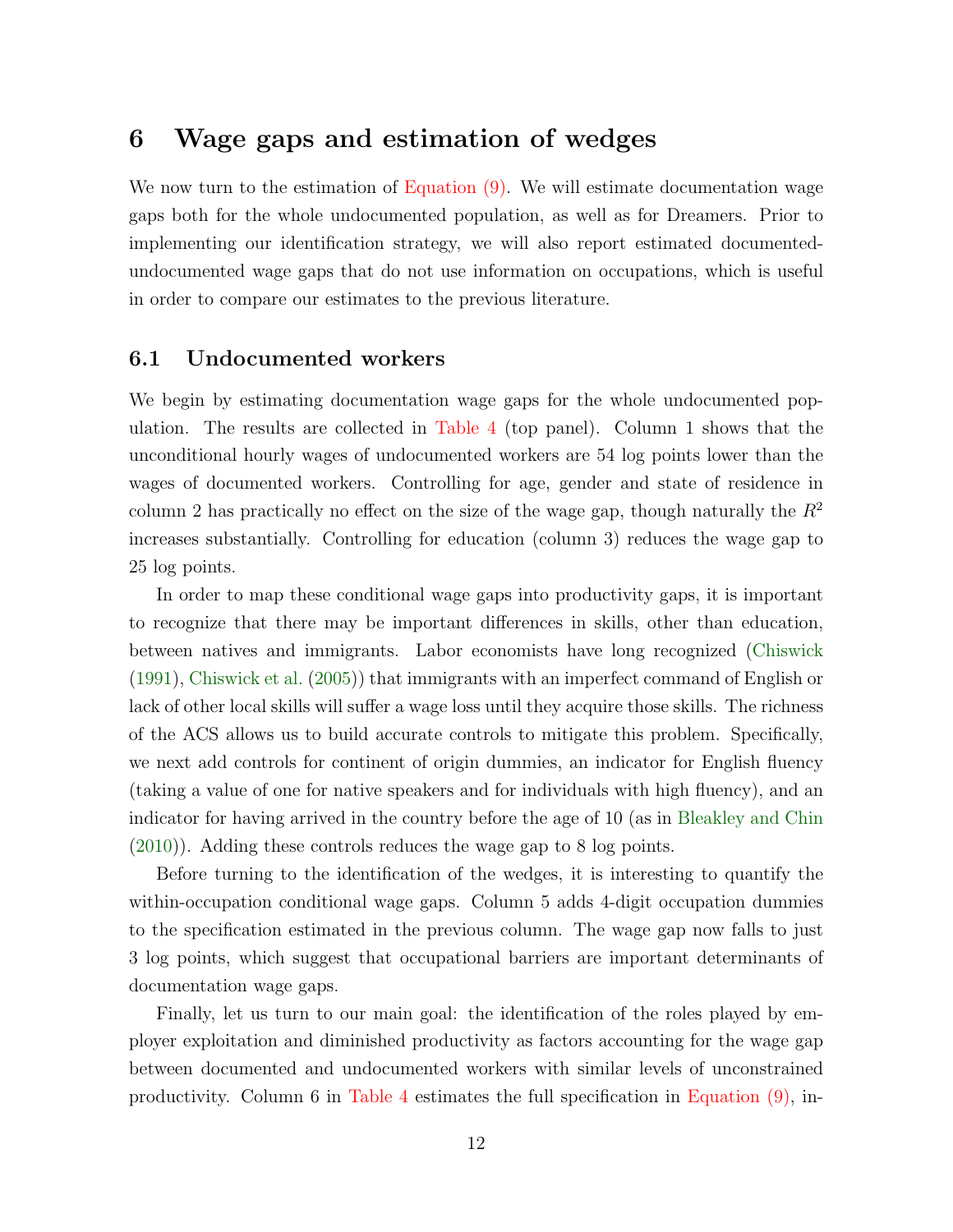# 6 Wage gaps and estimation of wedges

We now turn to the estimation of Equation (9). We will estimate documentation wage gaps both for the whole undocumented population, as well as for Dreamers. Prior to implementing our identification strategy, we will also report estimated documented-undocumented wage gaps that do not use information on occupations, which is useful in order to compare our estimates to the previous literature.

## 6.1 Undocumented workers

We begin by estimating documentation wage gaps for the whole undocumented population. The results are collected in Table 4 (top panel). Column 1 shows that the unconditional hourly wages of undocumented workers are 54 log points lower than the wages of documented workers. Controlling for age, gender and state of residence in column 2 has practically no effect on the size of the wage gap, though naturally the $R^2$ increases substantially. Controlling for education (column 3) reduces the wage gap to 25 log points.

In order to map these conditional wage gaps into productivity gaps, it is important to recognize that there may be important differences in skills, other than education, between natives and immigrants. Labor economists have long recognized (Chiswick (1991), Chiswick et al. (2005)) that immigrants with an imperfect command of English or lack of other local skills will suffer a wage loss until they acquire those skills. The richness of the ACS allows us to build accurate controls to mitigate this problem. Specifically, we next add controls for continent of origin dummies, an indicator for English fluency (taking a value of one for native speakers and for individuals with high fluency), and an indicator for having arrived in the country before the age of 10 (as in Bleakley and Chin (2010)). Adding these controls reduces the wage gap to 8 log points.

Before turning to the identification of the wedges, it is interesting to quantify the within-occupation conditional wage gaps. Column 5 adds 4-digit occupation dummies to the specification estimated in the previous column. The wage gap now falls to just 3 log points, which suggest that occupational barriers are important determinants of documentation wage gaps.

Finally, let us turn to our main goal: the identification of the roles played by employer exploitation and diminished productivity as factors accounting for the wage gap between documented and undocumented workers with similar levels of unconstrained productivity. Column 6 in Table 4 estimates the full specification in Equation (9), in-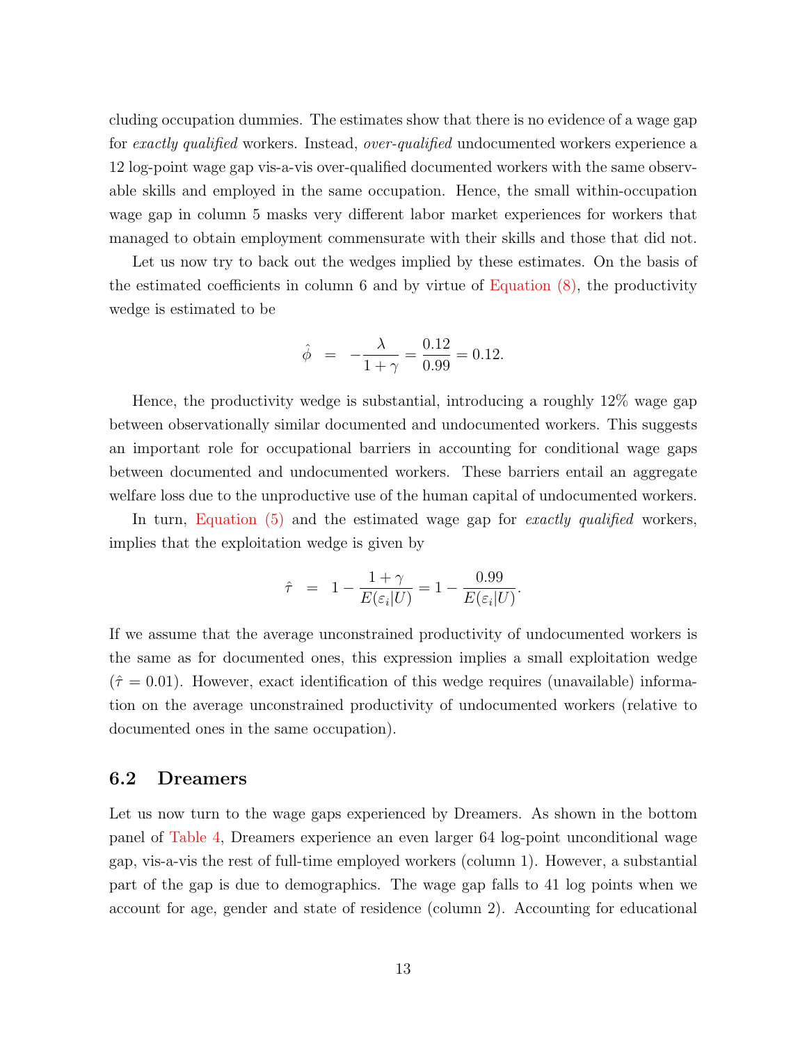cluding occupation dummies. The estimates show that there is no evidence of a wage gap for *exactly qualified* workers. Instead, *over-qualified* undocumented workers experience a 12 log-point wage gap vis-a-vis over-qualified documented workers with the same observable skills and employed in the same occupation. Hence, the small within-occupation wage gap in column 5 masks very different labor market experiences for workers that managed to obtain employment commensurate with their skills and those that did not.

Let us now try to back out the wedges implied by these estimates. On the basis of the estimated coefficients in column 6 and by virtue of Equation (8), the productivity wedge is estimated to be

$$\hat{\phi} \;\; = \;\; -\frac{\lambda}{1+\gamma} = \frac{0.12}{0.99} = 0.12.$$

Hence, the productivity wedge is substantial, introducing a roughly 12% wage gap between observationally similar documented and undocumented workers. This suggests an important role for occupational barriers in accounting for conditional wage gaps between documented and undocumented workers. These barriers entail an aggregate welfare loss due to the unproductive use of the human capital of undocumented workers.

In turn, Equation (5) and the estimated wage gap for *exactly qualified* workers, implies that the exploitation wedge is given by

$$\hat{\tau} \;\; = \;\; 1 - \frac{1+\gamma}{E(\varepsilon_i|U)} = 1 - \frac{0.99}{E(\varepsilon_i|U)}.$$

If we assume that the average unconstrained productivity of undocumented workers is the same as for documented ones, this expression implies a small exploitation wedge ($\hat{\tau} = 0.01$). However, exact identification of this wedge requires (unavailable) information on the average unconstrained productivity of undocumented workers (relative to documented ones in the same occupation).

## 6.2 Dreamers

Let us now turn to the wage gaps experienced by Dreamers. As shown in the bottom panel of Table 4, Dreamers experience an even larger 64 log-point unconditional wage gap, vis-a-vis the rest of full-time employed workers (column 1). However, a substantial part of the gap is due to demographics. The wage gap falls to 41 log points when we account for age, gender and state of residence (column 2). Accounting for educational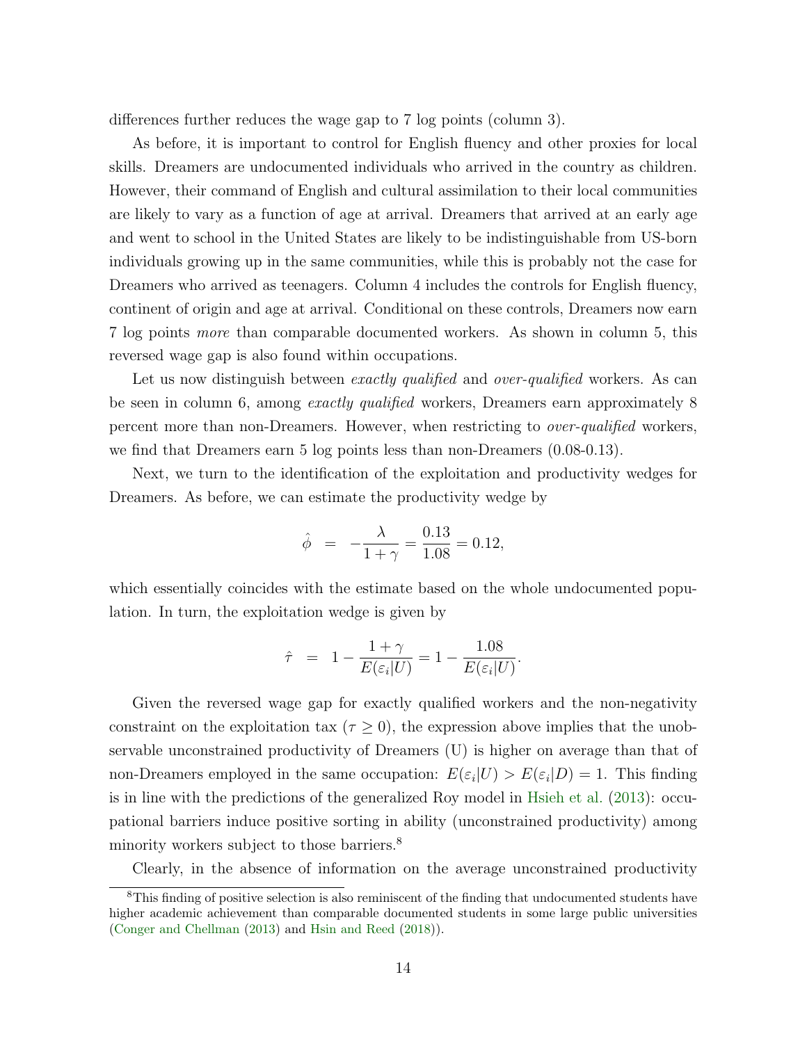differences further reduces the wage gap to 7 log points (column 3).

As before, it is important to control for English fluency and other proxies for local skills. Dreamers are undocumented individuals who arrived in the country as children. However, their command of English and cultural assimilation to their local communities are likely to vary as a function of age at arrival. Dreamers that arrived at an early age and went to school in the United States are likely to be indistinguishable from US-born individuals growing up in the same communities, while this is probably not the case for Dreamers who arrived as teenagers. Column 4 includes the controls for English fluency, continent of origin and age at arrival. Conditional on these controls, Dreamers now earn 7 log points *more* than comparable documented workers. As shown in column 5, this reversed wage gap is also found within occupations.

Let us now distinguish between *exactly qualified* and *over-qualified* workers. As can be seen in column 6, among *exactly qualified* workers, Dreamers earn approximately 8 percent more than non-Dreamers. However, when restricting to *over-qualified* workers, we find that Dreamers earn 5 log points less than non-Dreamers (0.08-0.13).

Next, we turn to the identification of the exploitation and productivity wedges for Dreamers. As before, we can estimate the productivity wedge by

$$\hat{\phi} \;=\; -\frac{\lambda}{1+\gamma} = \frac{0.13}{1.08} = 0.12,$$

which essentially coincides with the estimate based on the whole undocumented population. In turn, the exploitation wedge is given by

$$\hat{\tau} \;=\; 1 - \frac{1+\gamma}{E(\varepsilon_i|U)} = 1 - \frac{1.08}{E(\varepsilon_i|U)}.$$

Given the reversed wage gap for exactly qualified workers and the non-negativity constraint on the exploitation tax ($\tau \geq 0$), the expression above implies that the unobservable unconstrained productivity of Dreamers (U) is higher on average than that of non-Dreamers employed in the same occupation: $E(\varepsilon_i|U) > E(\varepsilon_i|D) = 1$. This finding is in line with the predictions of the generalized Roy model in Hsieh et al. (2013): occupational barriers induce positive sorting in ability (unconstrained productivity) among minority workers subject to those barriers.[8]

Clearly, in the absence of information on the average unconstrained productivity

[8] This finding of positive selection is also reminiscent of the finding that undocumented students have higher academic achievement than comparable documented students in some large public universities (Conger and Chellman (2013) and Hsin and Reed (2018)).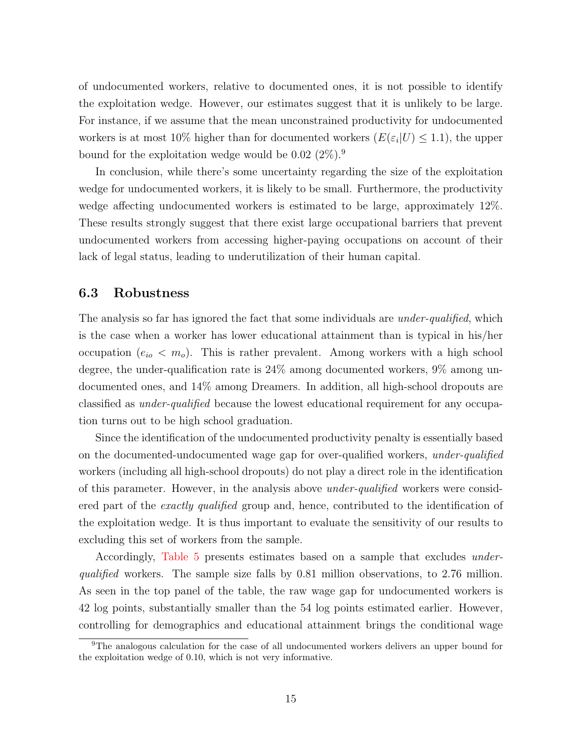of undocumented workers, relative to documented ones, it is not possible to identify the exploitation wedge. However, our estimates suggest that it is unlikely to be large. For instance, if we assume that the mean unconstrained productivity for undocumented workers is at most 10% higher than for documented workers ($E(\varepsilon_i|U) \leq 1.1$), the upper bound for the exploitation wedge would be 0.02 (2%).[9]

In conclusion, while there's some uncertainty regarding the size of the exploitation wedge for undocumented workers, it is likely to be small. Furthermore, the productivity wedge affecting undocumented workers is estimated to be large, approximately 12%. These results strongly suggest that there exist large occupational barriers that prevent undocumented workers from accessing higher-paying occupations on account of their lack of legal status, leading to underutilization of their human capital.

### 6.3 Robustness

The analysis so far has ignored the fact that some individuals are *under-qualified*, which is the case when a worker has lower educational attainment than is typical in his/her occupation ($e_{io} < m_o$). This is rather prevalent. Among workers with a high school degree, the under-qualification rate is 24% among documented workers, 9% among undocumented ones, and 14% among Dreamers. In addition, all high-school dropouts are classified as *under-qualified* because the lowest educational requirement for any occupation turns out to be high school graduation.

Since the identification of the undocumented productivity penalty is essentially based on the documented-undocumented wage gap for over-qualified workers, *under-qualified* workers (including all high-school dropouts) do not play a direct role in the identification of this parameter. However, in the analysis above *under-qualified* workers were considered part of the *exactly qualified* group and, hence, contributed to the identification of the exploitation wedge. It is thus important to evaluate the sensitivity of our results to excluding this set of workers from the sample.

Accordingly, Table 5 presents estimates based on a sample that excludes *under-qualified* workers. The sample size falls by 0.81 million observations, to 2.76 million. As seen in the top panel of the table, the raw wage gap for undocumented workers is 42 log points, substantially smaller than the 54 log points estimated earlier. However, controlling for demographics and educational attainment brings the conditional wage

[9] The analogous calculation for the case of all undocumented workers delivers an upper bound for the exploitation wedge of 0.10, which is not very informative.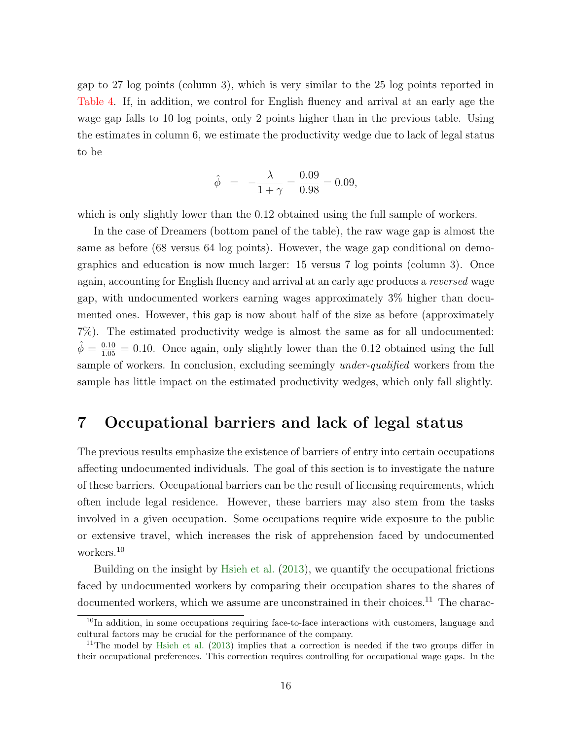gap to 27 log points (column 3), which is very similar to the 25 log points reported in Table 4. If, in addition, we control for English fluency and arrival at an early age the wage gap falls to 10 log points, only 2 points higher than in the previous table. Using the estimates in column 6, we estimate the productivity wedge due to lack of legal status to be

$$\hat{\phi} \;=\; -\frac{\lambda}{1+\gamma} = \frac{0.09}{0.98} = 0.09,$$

which is only slightly lower than the 0.12 obtained using the full sample of workers.

In the case of Dreamers (bottom panel of the table), the raw wage gap is almost the same as before (68 versus 64 log points). However, the wage gap conditional on demographics and education is now much larger: 15 versus 7 log points (column 3). Once again, accounting for English fluency and arrival at an early age produces a *reversed* wage gap, with undocumented workers earning wages approximately 3% higher than documented ones. However, this gap is now about half of the size as before (approximately 7%). The estimated productivity wedge is almost the same as for all undocumented: $\hat{\phi} = \frac{0.10}{1.05} = 0.10$. Once again, only slightly lower than the 0.12 obtained using the full sample of workers. In conclusion, excluding seemingly *under-qualified* workers from the sample has little impact on the estimated productivity wedges, which only fall slightly.

# 7 Occupational barriers and lack of legal status

The previous results emphasize the existence of barriers of entry into certain occupations affecting undocumented individuals. The goal of this section is to investigate the nature of these barriers. Occupational barriers can be the result of licensing requirements, which often include legal residence. However, these barriers may also stem from the tasks involved in a given occupation. Some occupations require wide exposure to the public or extensive travel, which increases the risk of apprehension faced by undocumented workers.[10]

Building on the insight by Hsieh et al. (2013), we quantify the occupational frictions faced by undocumented workers by comparing their occupation shares to the shares of documented workers, which we assume are unconstrained in their choices.[11] The charac-

[10] In addition, in some occupations requiring face-to-face interactions with customers, language and cultural factors may be crucial for the performance of the company.

[11] The model by Hsieh et al. (2013) implies that a correction is needed if the two groups differ in their occupational preferences. This correction requires controlling for occupational wage gaps. In the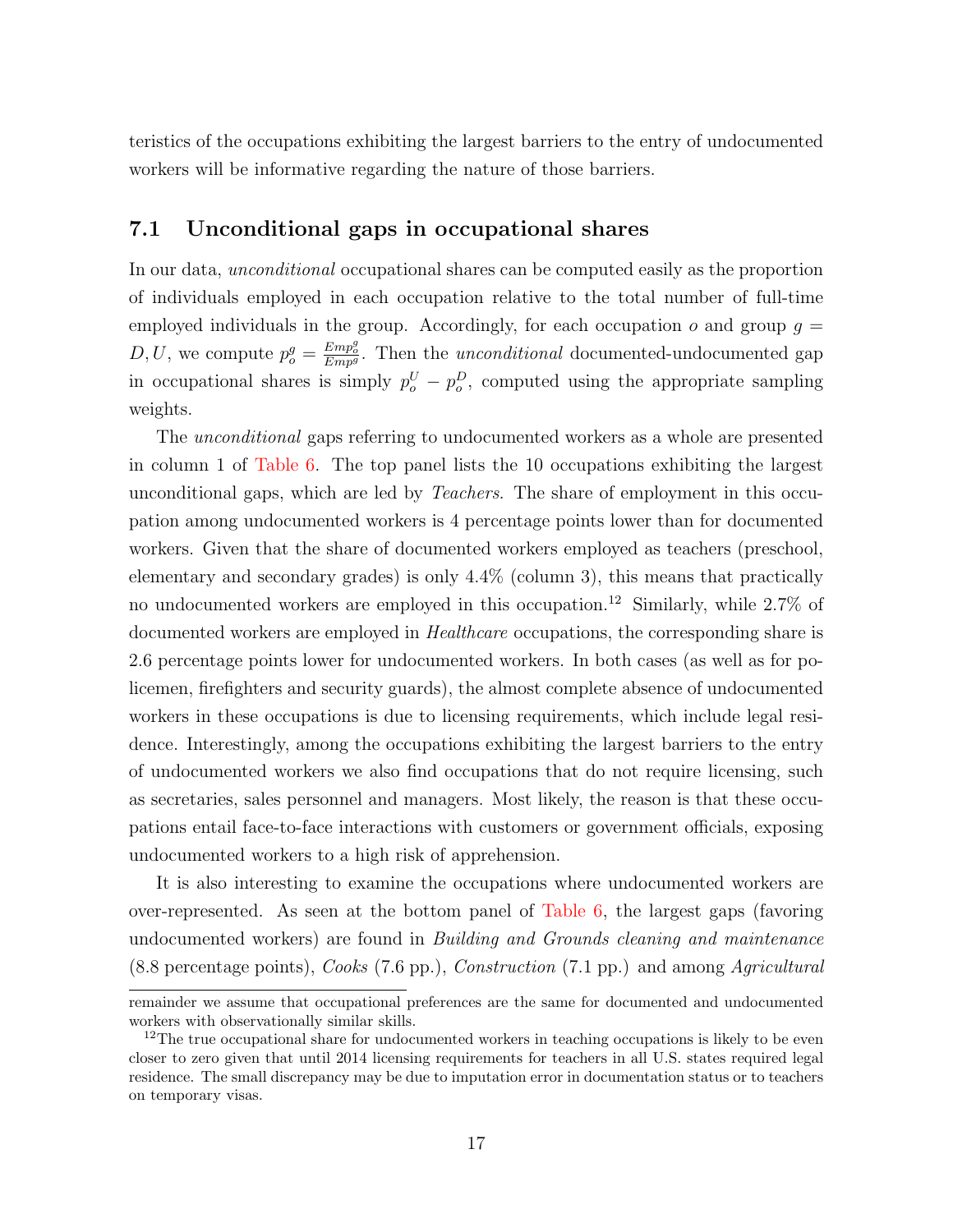teristics of the occupations exhibiting the largest barriers to the entry of undocumented workers will be informative regarding the nature of those barriers.

## 7.1 Unconditional gaps in occupational shares

In our data, *unconditional* occupational shares can be computed easily as the proportion of individuals employed in each occupation relative to the total number of full-time employed individuals in the group. Accordingly, for each occupation $o$ and group $g = D, U$, we compute $p_o^g = \frac{Emp_o^g}{Emp^g}$. Then the *unconditional* documented-undocumented gap in occupational shares is simply $p_o^U - p_o^D$, computed using the appropriate sampling weights.

The *unconditional* gaps referring to undocumented workers as a whole are presented in column 1 of Table 6. The top panel lists the 10 occupations exhibiting the largest unconditional gaps, which are led by *Teachers*. The share of employment in this occupation among undocumented workers is 4 percentage points lower than for documented workers. Given that the share of documented workers employed as teachers (preschool, elementary and secondary grades) is only 4.4% (column 3), this means that practically no undocumented workers are employed in this occupation.[12] Similarly, while 2.7% of documented workers are employed in *Healthcare* occupations, the corresponding share is 2.6 percentage points lower for undocumented workers. In both cases (as well as for policemen, firefighters and security guards), the almost complete absence of undocumented workers in these occupations is due to licensing requirements, which include legal residence. Interestingly, among the occupations exhibiting the largest barriers to the entry of undocumented workers we also find occupations that do not require licensing, such as secretaries, sales personnel and managers. Most likely, the reason is that these occupations entail face-to-face interactions with customers or government officials, exposing undocumented workers to a high risk of apprehension.

It is also interesting to examine the occupations where undocumented workers are over-represented. As seen at the bottom panel of Table 6, the largest gaps (favoring undocumented workers) are found in *Building and Grounds cleaning and maintenance* (8.8 percentage points), *Cooks* (7.6 pp.), *Construction* (7.1 pp.) and among *Agricultural*

remainder we assume that occupational preferences are the same for documented and undocumented workers with observationally similar skills.

[12] The true occupational share for undocumented workers in teaching occupations is likely to be even closer to zero given that until 2014 licensing requirements for teachers in all U.S. states required legal residence. The small discrepancy may be due to imputation error in documentation status or to teachers on temporary visas.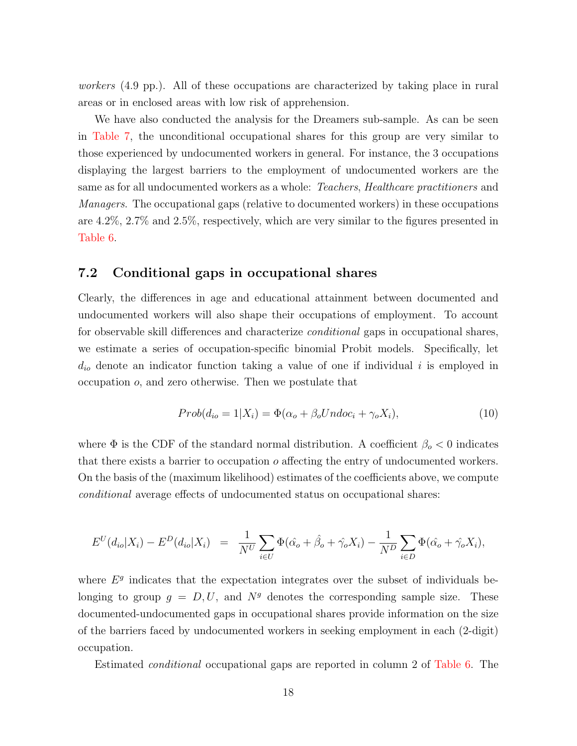*workers* (4.9 pp.). All of these occupations are characterized by taking place in rural areas or in enclosed areas with low risk of apprehension.

We have also conducted the analysis for the Dreamers sub-sample. As can be seen in Table 7, the unconditional occupational shares for this group are very similar to those experienced by undocumented workers in general. For instance, the 3 occupations displaying the largest barriers to the employment of undocumented workers are the same as for all undocumented workers as a whole: *Teachers*, *Healthcare practitioners* and *Managers*. The occupational gaps (relative to documented workers) in these occupations are 4.2%, 2.7% and 2.5%, respectively, which are very similar to the figures presented in Table 6.

## 7.2 Conditional gaps in occupational shares

Clearly, the differences in age and educational attainment between documented and undocumented workers will also shape their occupations of employment. To account for observable skill differences and characterize *conditional* gaps in occupational shares, we estimate a series of occupation-specific binomial Probit models. Specifically, let $d_{io}$ denote an indicator function taking a value of one if individual $i$ is employed in occupation $o$, and zero otherwise. Then we postulate that

$$Prob(d_{io} = 1|X_i) = \Phi(\alpha_o + \beta_o Undoc_i + \gamma_o X_i), \tag{10}$$

where $\Phi$ is the CDF of the standard normal distribution. A coefficient $\beta_o < 0$ indicates that there exists a barrier to occupation $o$ affecting the entry of undocumented workers. On the basis of the (maximum likelihood) estimates of the coefficients above, we compute *conditional* average effects of undocumented status on occupational shares:

$$E^U(d_{io}|X_i) - E^D(d_{io}|X_i) = \frac{1}{N^U}\sum_{i\in U}\Phi(\hat{\alpha_o} + \hat{\beta}_o + \hat{\gamma_o}X_i) - \frac{1}{N^D}\sum_{i\in D}\Phi(\hat{\alpha_o} + \hat{\gamma_o}X_i),$$

where $E^g$ indicates that the expectation integrates over the subset of individuals belonging to group $g = D, U$, and $N^g$ denotes the corresponding sample size. These documented-undocumented gaps in occupational shares provide information on the size of the barriers faced by undocumented workers in seeking employment in each (2-digit) occupation.

Estimated *conditional* occupational gaps are reported in column 2 of Table 6. The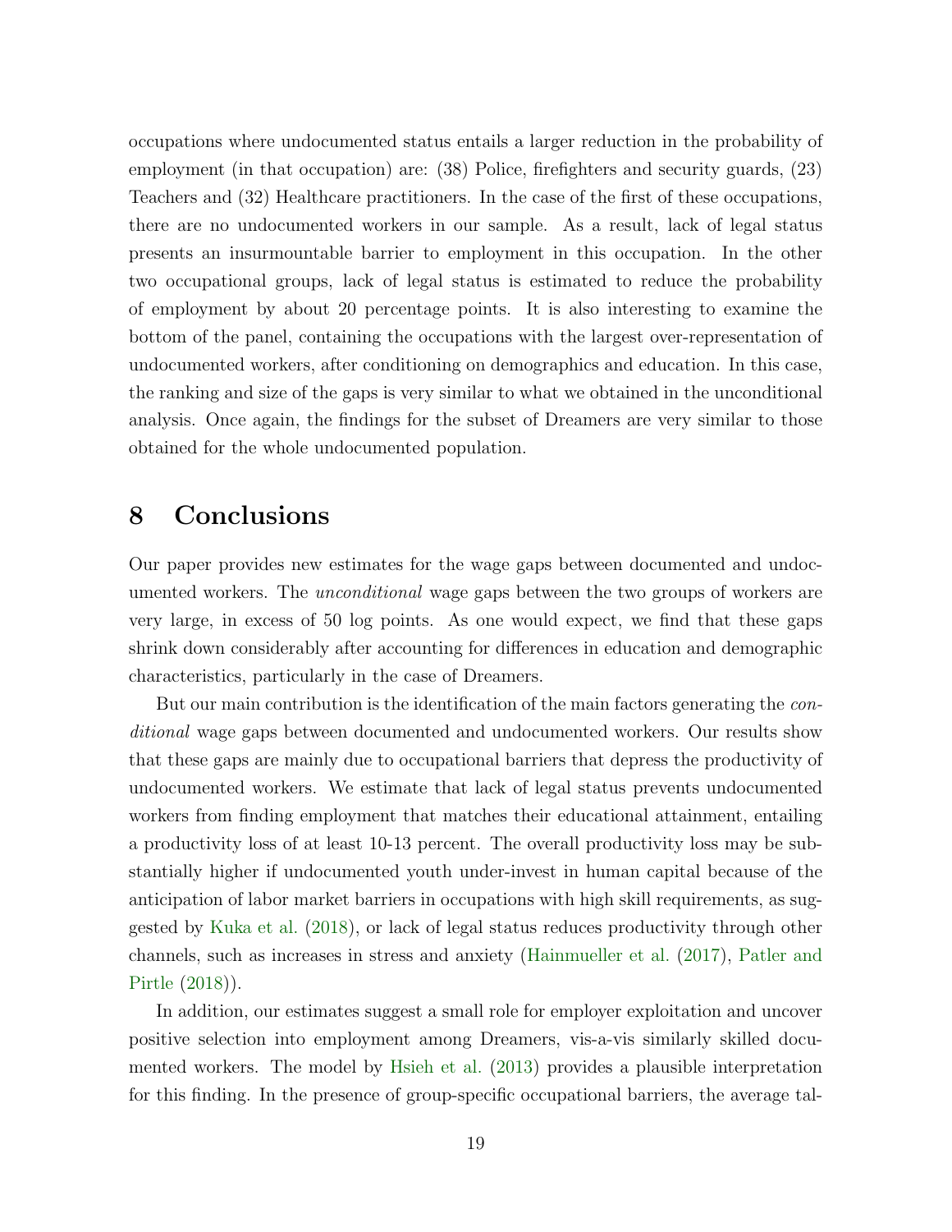occupations where undocumented status entails a larger reduction in the probability of employment (in that occupation) are: (38) Police, firefighters and security guards, (23) Teachers and (32) Healthcare practitioners. In the case of the first of these occupations, there are no undocumented workers in our sample. As a result, lack of legal status presents an insurmountable barrier to employment in this occupation. In the other two occupational groups, lack of legal status is estimated to reduce the probability of employment by about 20 percentage points. It is also interesting to examine the bottom of the panel, containing the occupations with the largest over-representation of undocumented workers, after conditioning on demographics and education. In this case, the ranking and size of the gaps is very similar to what we obtained in the unconditional analysis. Once again, the findings for the subset of Dreamers are very similar to those obtained for the whole undocumented population.

# 8 Conclusions

Our paper provides new estimates for the wage gaps between documented and undocumented workers. The *unconditional* wage gaps between the two groups of workers are very large, in excess of 50 log points. As one would expect, we find that these gaps shrink down considerably after accounting for differences in education and demographic characteristics, particularly in the case of Dreamers.

But our main contribution is the identification of the main factors generating the *conditional* wage gaps between documented and undocumented workers. Our results show that these gaps are mainly due to occupational barriers that depress the productivity of undocumented workers. We estimate that lack of legal status prevents undocumented workers from finding employment that matches their educational attainment, entailing a productivity loss of at least 10-13 percent. The overall productivity loss may be substantially higher if undocumented youth under-invest in human capital because of the anticipation of labor market barriers in occupations with high skill requirements, as suggested by Kuka et al. (2018), or lack of legal status reduces productivity through other channels, such as increases in stress and anxiety (Hainmueller et al. (2017), Patler and Pirtle (2018)).

In addition, our estimates suggest a small role for employer exploitation and uncover positive selection into employment among Dreamers, vis-a-vis similarly skilled documented workers. The model by Hsieh et al. (2013) provides a plausible interpretation for this finding. In the presence of group-specific occupational barriers, the average tal-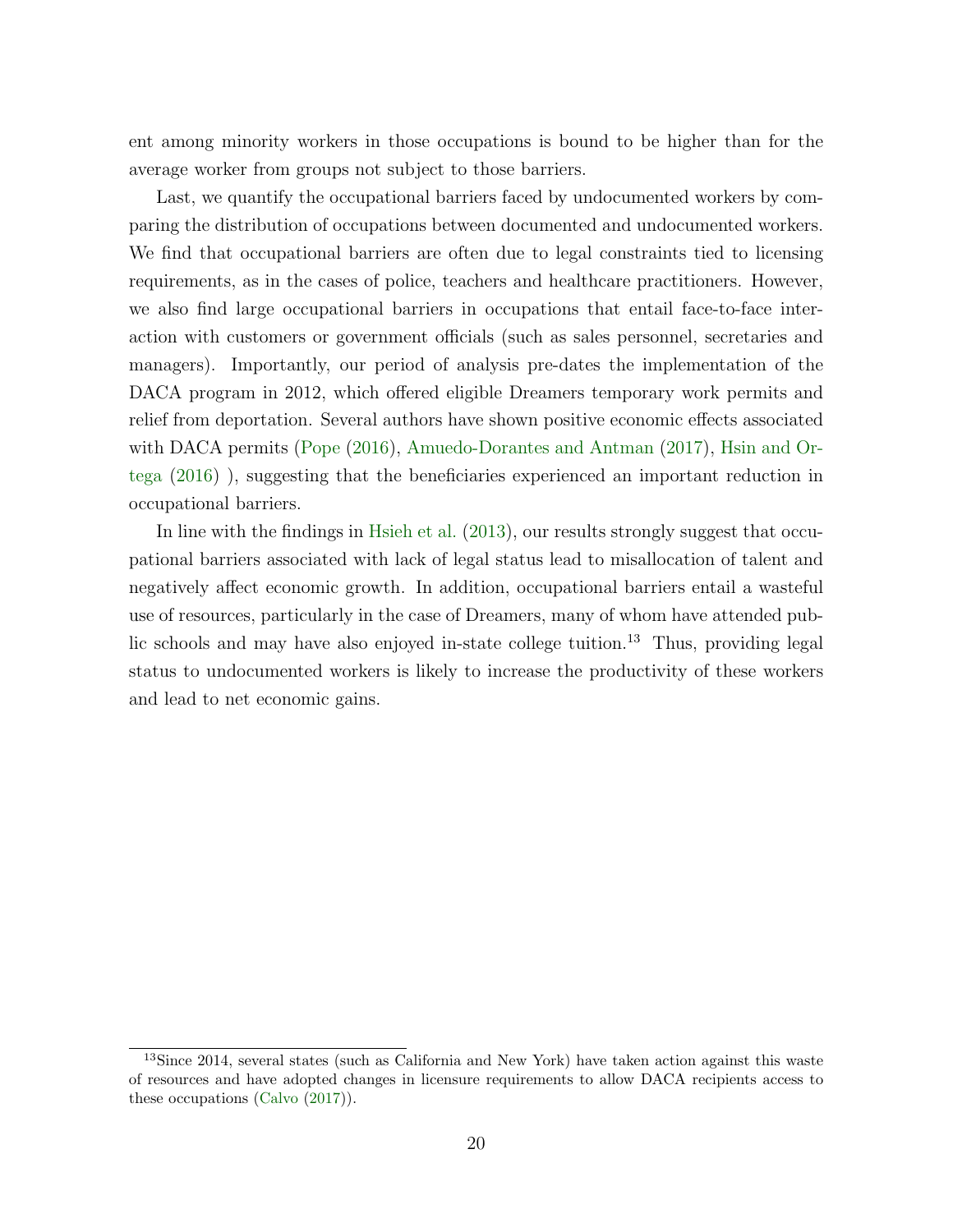ent among minority workers in those occupations is bound to be higher than for the average worker from groups not subject to those barriers.

Last, we quantify the occupational barriers faced by undocumented workers by comparing the distribution of occupations between documented and undocumented workers. We find that occupational barriers are often due to legal constraints tied to licensing requirements, as in the cases of police, teachers and healthcare practitioners. However, we also find large occupational barriers in occupations that entail face-to-face interaction with customers or government officials (such as sales personnel, secretaries and managers). Importantly, our period of analysis pre-dates the implementation of the DACA program in 2012, which offered eligible Dreamers temporary work permits and relief from deportation. Several authors have shown positive economic effects associated with DACA permits (Pope (2016), Amuedo-Dorantes and Antman (2017), Hsin and Ortega (2016) ), suggesting that the beneficiaries experienced an important reduction in occupational barriers.

In line with the findings in Hsieh et al. (2013), our results strongly suggest that occupational barriers associated with lack of legal status lead to misallocation of talent and negatively affect economic growth. In addition, occupational barriers entail a wasteful use of resources, particularly in the case of Dreamers, many of whom have attended public schools and may have also enjoyed in-state college tuition.[13] Thus, providing legal status to undocumented workers is likely to increase the productivity of these workers and lead to net economic gains.

[13] Since 2014, several states (such as California and New York) have taken action against this waste of resources and have adopted changes in licensure requirements to allow DACA recipients access to these occupations (Calvo (2017)).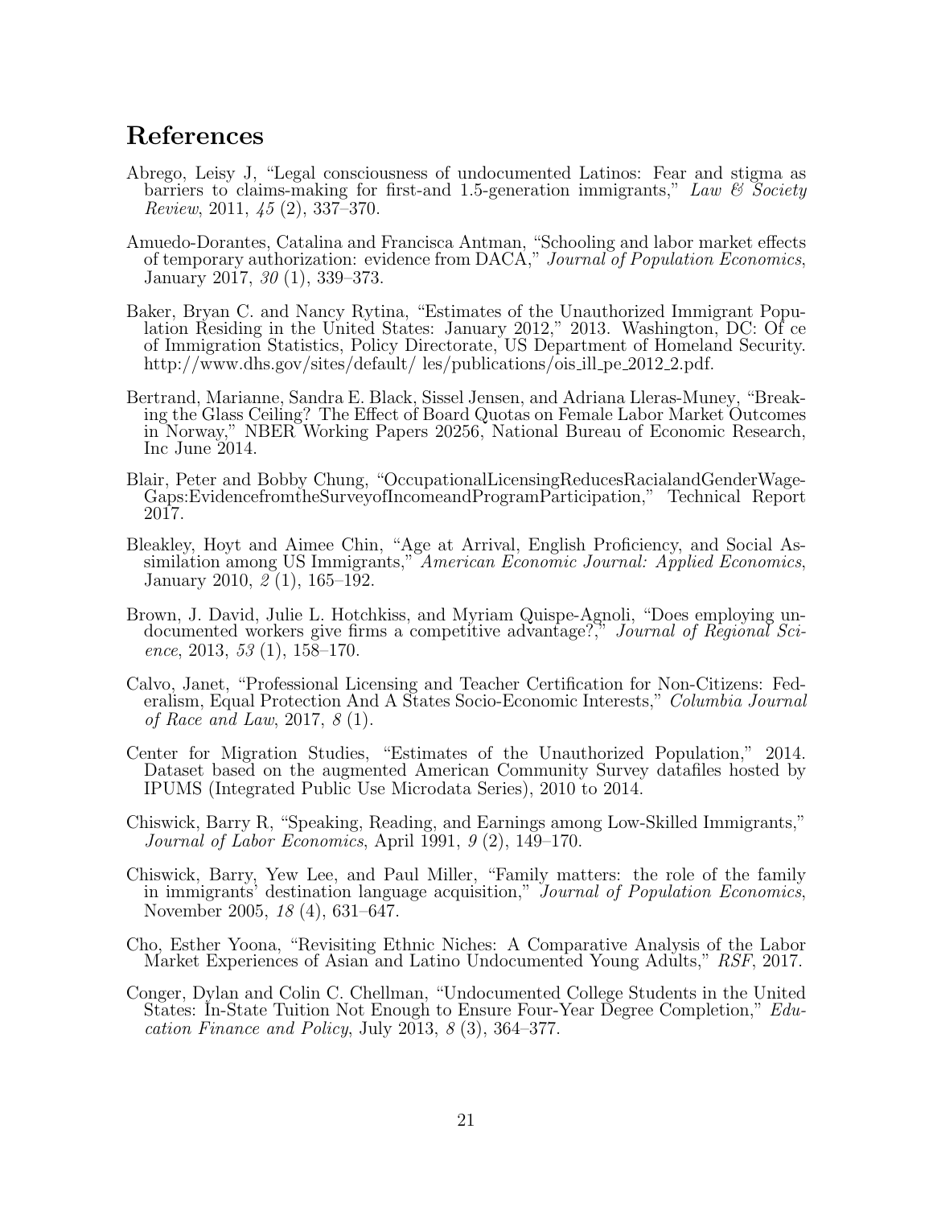# References

Abrego, Leisy J, "Legal consciousness of undocumented Latinos: Fear and stigma as barriers to claims-making for first-and 1.5-generation immigrants," *Law & Society Review*, 2011, *45* (2), 337–370.

Amuedo-Dorantes, Catalina and Francisca Antman, "Schooling and labor market effects of temporary authorization: evidence from DACA," *Journal of Population Economics*, January 2017, *30* (1), 339–373.

Baker, Bryan C. and Nancy Rytina, "Estimates of the Unauthorized Immigrant Population Residing in the United States: January 2012," 2013. Washington, DC: Of ce of Immigration Statistics, Policy Directorate, US Department of Homeland Security. http://www.dhs.gov/sites/default/ les/publications/ois_ill_pe_2012_2.pdf.

Bertrand, Marianne, Sandra E. Black, Sissel Jensen, and Adriana Lleras-Muney, "Breaking the Glass Ceiling? The Effect of Board Quotas on Female Labor Market Outcomes in Norway," NBER Working Papers 20256, National Bureau of Economic Research, Inc June 2014.

Blair, Peter and Bobby Chung, "OccupationalLicensingReducesRacialandGenderWageGaps:EvidencefromtheSurveyofIncomeandProgramParticipation," Technical Report 2017.

Bleakley, Hoyt and Aimee Chin, "Age at Arrival, English Proficiency, and Social Assimilation among US Immigrants," *American Economic Journal: Applied Economics*, January 2010, *2* (1), 165–192.

Brown, J. David, Julie L. Hotchkiss, and Myriam Quispe-Agnoli, "Does employing undocumented workers give firms a competitive advantage?," *Journal of Regional Science*, 2013, *53* (1), 158–170.

Calvo, Janet, "Professional Licensing and Teacher Certification for Non-Citizens: Federalism, Equal Protection And A States Socio-Economic Interests," *Columbia Journal of Race and Law*, 2017, *8* (1).

Center for Migration Studies, "Estimates of the Unauthorized Population," 2014. Dataset based on the augmented American Community Survey datafiles hosted by IPUMS (Integrated Public Use Microdata Series), 2010 to 2014.

Chiswick, Barry R, "Speaking, Reading, and Earnings among Low-Skilled Immigrants," *Journal of Labor Economics*, April 1991, *9* (2), 149–170.

Chiswick, Barry, Yew Lee, and Paul Miller, "Family matters: the role of the family in immigrants' destination language acquisition," *Journal of Population Economics*, November 2005, *18* (4), 631–647.

Cho, Esther Yoona, "Revisiting Ethnic Niches: A Comparative Analysis of the Labor Market Experiences of Asian and Latino Undocumented Young Adults," *RSF*, 2017.

Conger, Dylan and Colin C. Chellman, "Undocumented College Students in the United States: In-State Tuition Not Enough to Ensure Four-Year Degree Completion," *Education Finance and Policy*, July 2013, *8* (3), 364–377.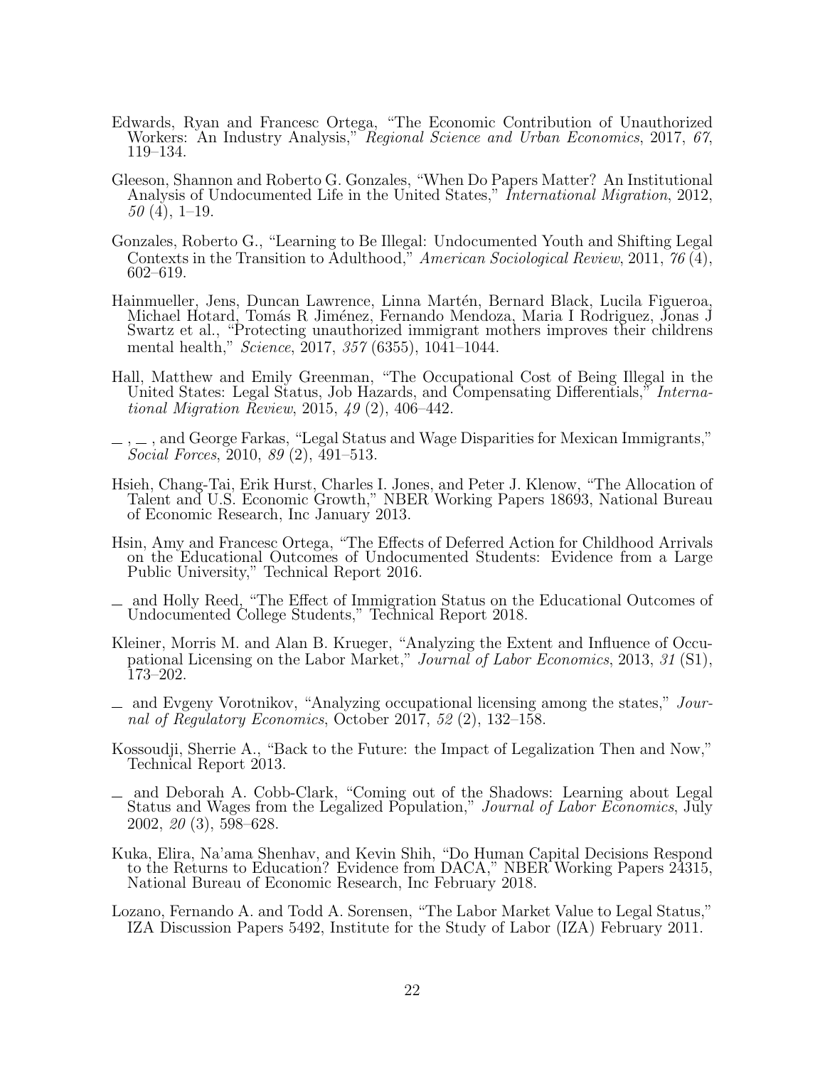Edwards, Ryan and Francesc Ortega, "The Economic Contribution of Unauthorized Workers: An Industry Analysis," *Regional Science and Urban Economics*, 2017, *67*, 119–134.

Gleeson, Shannon and Roberto G. Gonzales, "When Do Papers Matter? An Institutional Analysis of Undocumented Life in the United States," *International Migration*, 2012, *50* (4), 1–19.

Gonzales, Roberto G., "Learning to Be Illegal: Undocumented Youth and Shifting Legal Contexts in the Transition to Adulthood," *American Sociological Review*, 2011, *76* (4), 602–619.

Hainmueller, Jens, Duncan Lawrence, Linna Martén, Bernard Black, Lucila Figueroa, Michael Hotard, Tomás R Jiménez, Fernando Mendoza, Maria I Rodriguez, Jonas J Swartz et al., "Protecting unauthorized immigrant mothers improves their childrens mental health," *Science*, 2017, *357* (6355), 1041–1044.

Hall, Matthew and Emily Greenman, "The Occupational Cost of Being Illegal in the United States: Legal Status, Job Hazards, and Compensating Differentials," *International Migration Review*, 2015, *49* (2), 406–442.

—, —, and George Farkas, "Legal Status and Wage Disparities for Mexican Immigrants," *Social Forces*, 2010, *89* (2), 491–513.

Hsieh, Chang-Tai, Erik Hurst, Charles I. Jones, and Peter J. Klenow, "The Allocation of Talent and U.S. Economic Growth," NBER Working Papers 18693, National Bureau of Economic Research, Inc January 2013.

Hsin, Amy and Francesc Ortega, "The Effects of Deferred Action for Childhood Arrivals on the Educational Outcomes of Undocumented Students: Evidence from a Large Public University," Technical Report 2016.

— and Holly Reed, "The Effect of Immigration Status on the Educational Outcomes of Undocumented College Students," Technical Report 2018.

Kleiner, Morris M. and Alan B. Krueger, "Analyzing the Extent and Influence of Occupational Licensing on the Labor Market," *Journal of Labor Economics*, 2013, *31* (S1), 173–202.

— and Evgeny Vorotnikov, "Analyzing occupational licensing among the states," *Journal of Regulatory Economics*, October 2017, *52* (2), 132–158.

Kossoudji, Sherrie A., "Back to the Future: the Impact of Legalization Then and Now," Technical Report 2013.

— and Deborah A. Cobb-Clark, "Coming out of the Shadows: Learning about Legal Status and Wages from the Legalized Population," *Journal of Labor Economics*, July 2002, *20* (3), 598–628.

Kuka, Elira, Na'ama Shenhav, and Kevin Shih, "Do Human Capital Decisions Respond to the Returns to Education? Evidence from DACA," NBER Working Papers 24315, National Bureau of Economic Research, Inc February 2018.

Lozano, Fernando A. and Todd A. Sorensen, "The Labor Market Value to Legal Status," IZA Discussion Papers 5492, Institute for the Study of Labor (IZA) February 2011.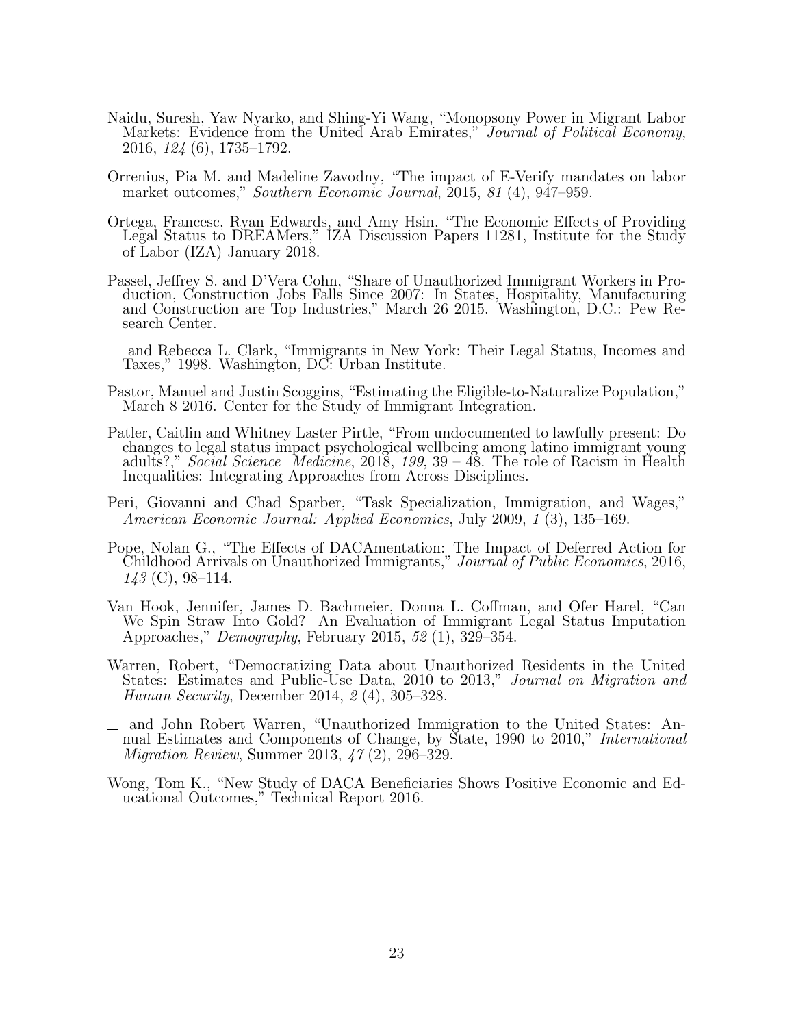Naidu, Suresh, Yaw Nyarko, and Shing-Yi Wang, "Monopsony Power in Migrant Labor Markets: Evidence from the United Arab Emirates," *Journal of Political Economy*, 2016, *124* (6), 1735–1792.

Orrenius, Pia M. and Madeline Zavodny, "The impact of E-Verify mandates on labor market outcomes," *Southern Economic Journal*, 2015, *81* (4), 947–959.

Ortega, Francesc, Ryan Edwards, and Amy Hsin, "The Economic Effects of Providing Legal Status to DREAMers," IZA Discussion Papers 11281, Institute for the Study of Labor (IZA) January 2018.

Passel, Jeffrey S. and D'Vera Cohn, "Share of Unauthorized Immigrant Workers in Production, Construction Jobs Falls Since 2007: In States, Hospitality, Manufacturing and Construction are Top Industries," March 26 2015. Washington, D.C.: Pew Research Center.

— and Rebecca L. Clark, "Immigrants in New York: Their Legal Status, Incomes and Taxes," 1998. Washington, DC: Urban Institute.

Pastor, Manuel and Justin Scoggins, "Estimating the Eligible-to-Naturalize Population," March 8 2016. Center for the Study of Immigrant Integration.

Patler, Caitlin and Whitney Laster Pirtle, "From undocumented to lawfully present: Do changes to legal status impact psychological wellbeing among latino immigrant young adults?," *Social Science Medicine*, 2018, *199*, 39 – 48. The role of Racism in Health Inequalities: Integrating Approaches from Across Disciplines.

Peri, Giovanni and Chad Sparber, "Task Specialization, Immigration, and Wages," *American Economic Journal: Applied Economics*, July 2009, *1* (3), 135–169.

Pope, Nolan G., "The Effects of DACAmentation: The Impact of Deferred Action for Childhood Arrivals on Unauthorized Immigrants," *Journal of Public Economics*, 2016, *143* (C), 98–114.

Van Hook, Jennifer, James D. Bachmeier, Donna L. Coffman, and Ofer Harel, "Can We Spin Straw Into Gold? An Evaluation of Immigrant Legal Status Imputation Approaches," *Demography*, February 2015, *52* (1), 329–354.

Warren, Robert, "Democratizing Data about Unauthorized Residents in the United States: Estimates and Public-Use Data, 2010 to 2013," *Journal on Migration and Human Security*, December 2014, *2* (4), 305–328.

— and John Robert Warren, "Unauthorized Immigration to the United States: Annual Estimates and Components of Change, by State, 1990 to 2010," *International Migration Review*, Summer 2013, *47* (2), 296–329.

Wong, Tom K., "New Study of DACA Beneficiaries Shows Positive Economic and Educational Outcomes," Technical Report 2016.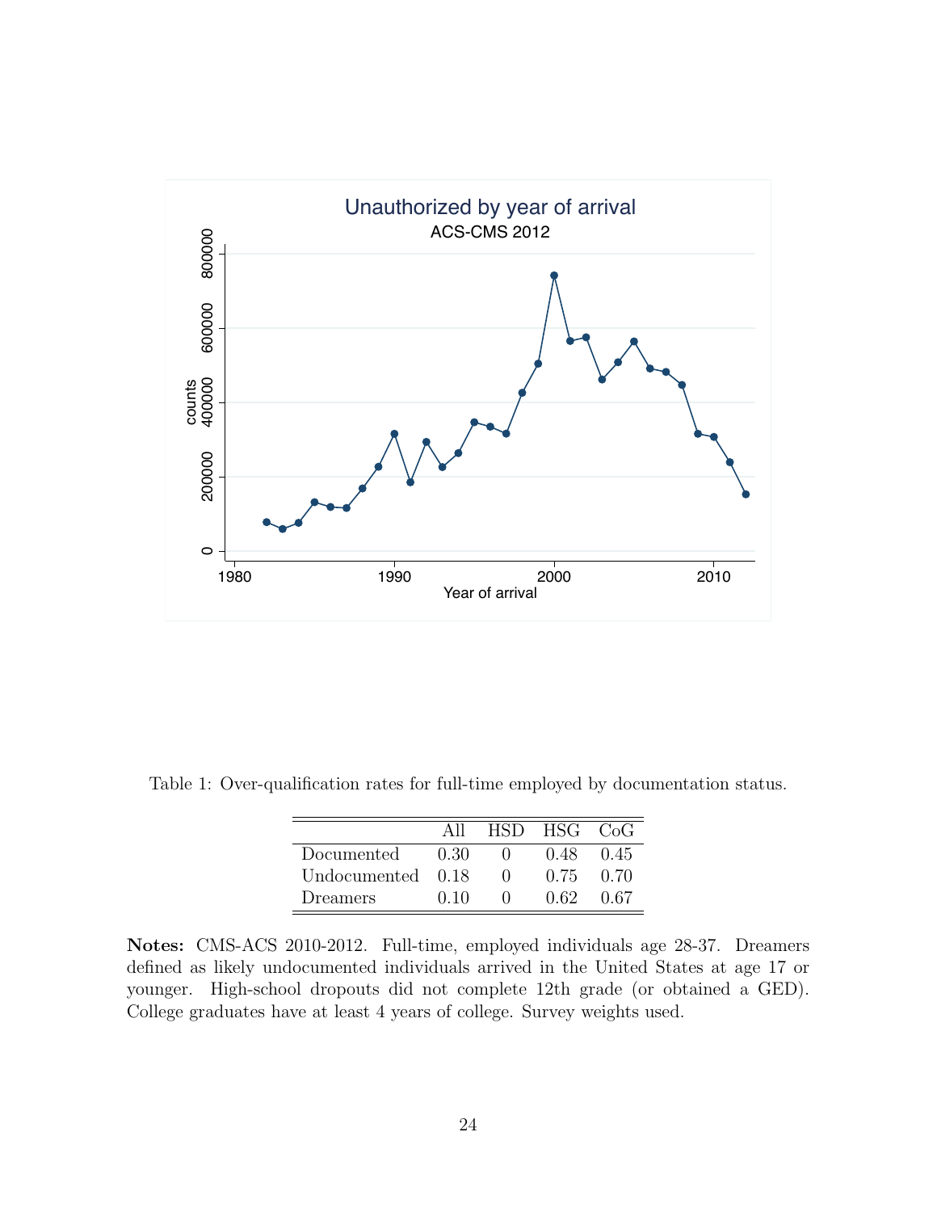Unauthorized by year of arrival

ACS-CMS 2012

counts

0
200000
400000
600000
800000

1980
1990
2000
2010

Year of arrival

Table 1: Over-qualification rates for full-time employed by documentation status.

| | All | HSD | HSG | CoG |
|---|---|---|---|---|
| Documented | 0.30 | 0 | 0.48 | 0.45 |
| Undocumented | 0.18 | 0 | 0.75 | 0.70 |
| Dreamers | 0.10 | 0 | 0.62 | 0.67 |

**Notes:** CMS-ACS 2010-2012. Full-time, employed individuals age 28-37. Dreamers defined as likely undocumented individuals arrived in the United States at age 17 or younger. High-school dropouts did not complete 12th grade (or obtained a GED). College graduates have at least 4 years of college. Survey weights used.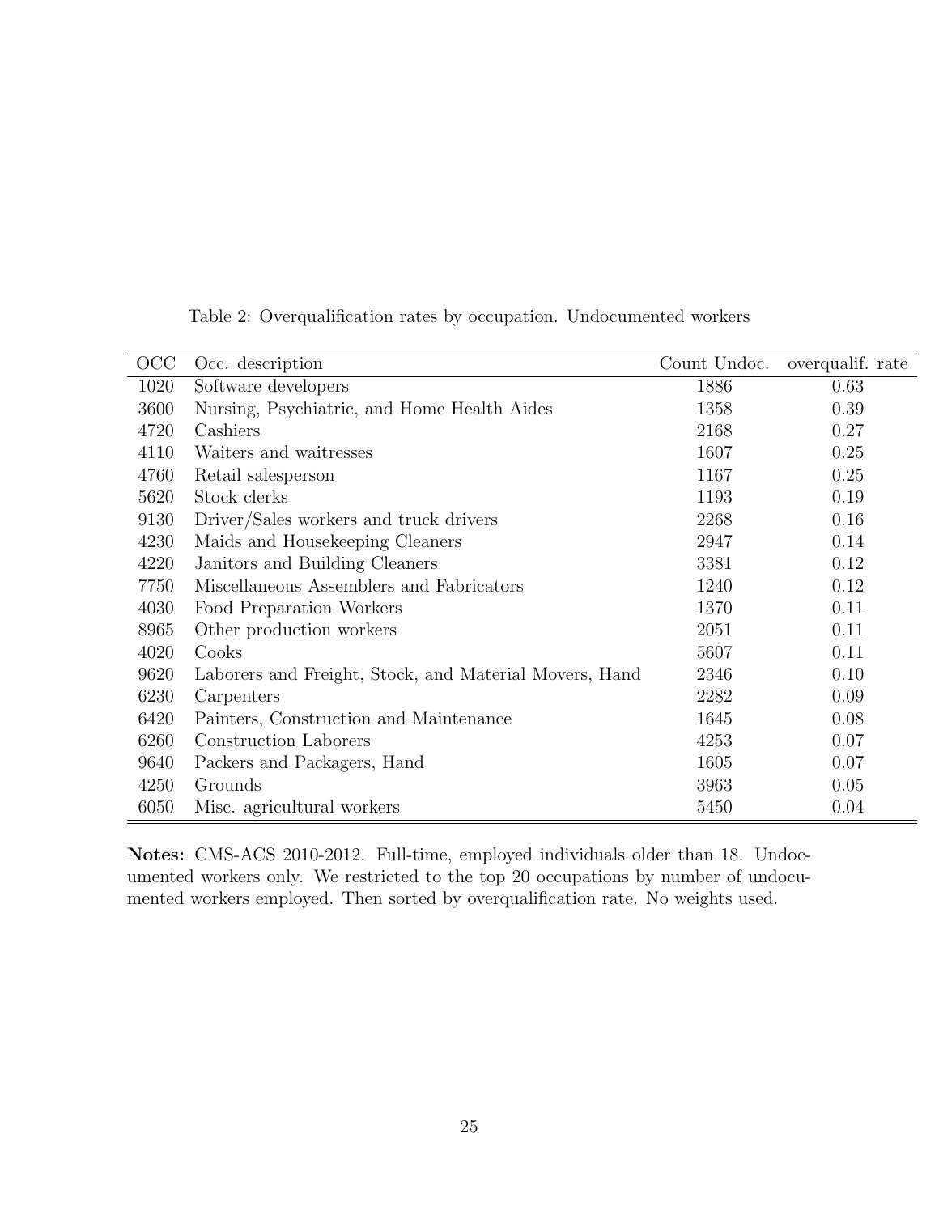Table 2: Overqualification rates by occupation. Undocumented workers

| OCC | Occ. description | Count Undoc. | overqualif. rate |
|---|---|---|---|
| 1020 | Software developers | 1886 | 0.63 |
| 3600 | Nursing, Psychiatric, and Home Health Aides | 1358 | 0.39 |
| 4720 | Cashiers | 2168 | 0.27 |
| 4110 | Waiters and waitresses | 1607 | 0.25 |
| 4760 | Retail salesperson | 1167 | 0.25 |
| 5620 | Stock clerks | 1193 | 0.19 |
| 9130 | Driver/Sales workers and truck drivers | 2268 | 0.16 |
| 4230 | Maids and Housekeeping Cleaners | 2947 | 0.14 |
| 4220 | Janitors and Building Cleaners | 3381 | 0.12 |
| 7750 | Miscellaneous Assemblers and Fabricators | 1240 | 0.12 |
| 4030 | Food Preparation Workers | 1370 | 0.11 |
| 8965 | Other production workers | 2051 | 0.11 |
| 4020 | Cooks | 5607 | 0.11 |
| 9620 | Laborers and Freight, Stock, and Material Movers, Hand | 2346 | 0.10 |
| 6230 | Carpenters | 2282 | 0.09 |
| 6420 | Painters, Construction and Maintenance | 1645 | 0.08 |
| 6260 | Construction Laborers | 4253 | 0.07 |
| 9640 | Packers and Packagers, Hand | 1605 | 0.07 |
| 4250 | Grounds | 3963 | 0.05 |
| 6050 | Misc. agricultural workers | 5450 | 0.04 |

**Notes:** CMS-ACS 2010-2012. Full-time, employed individuals older than 18. Undocumented workers only. We restricted to the top 20 occupations by number of undocumented workers employed. Then sorted by overqualification rate. No weights used.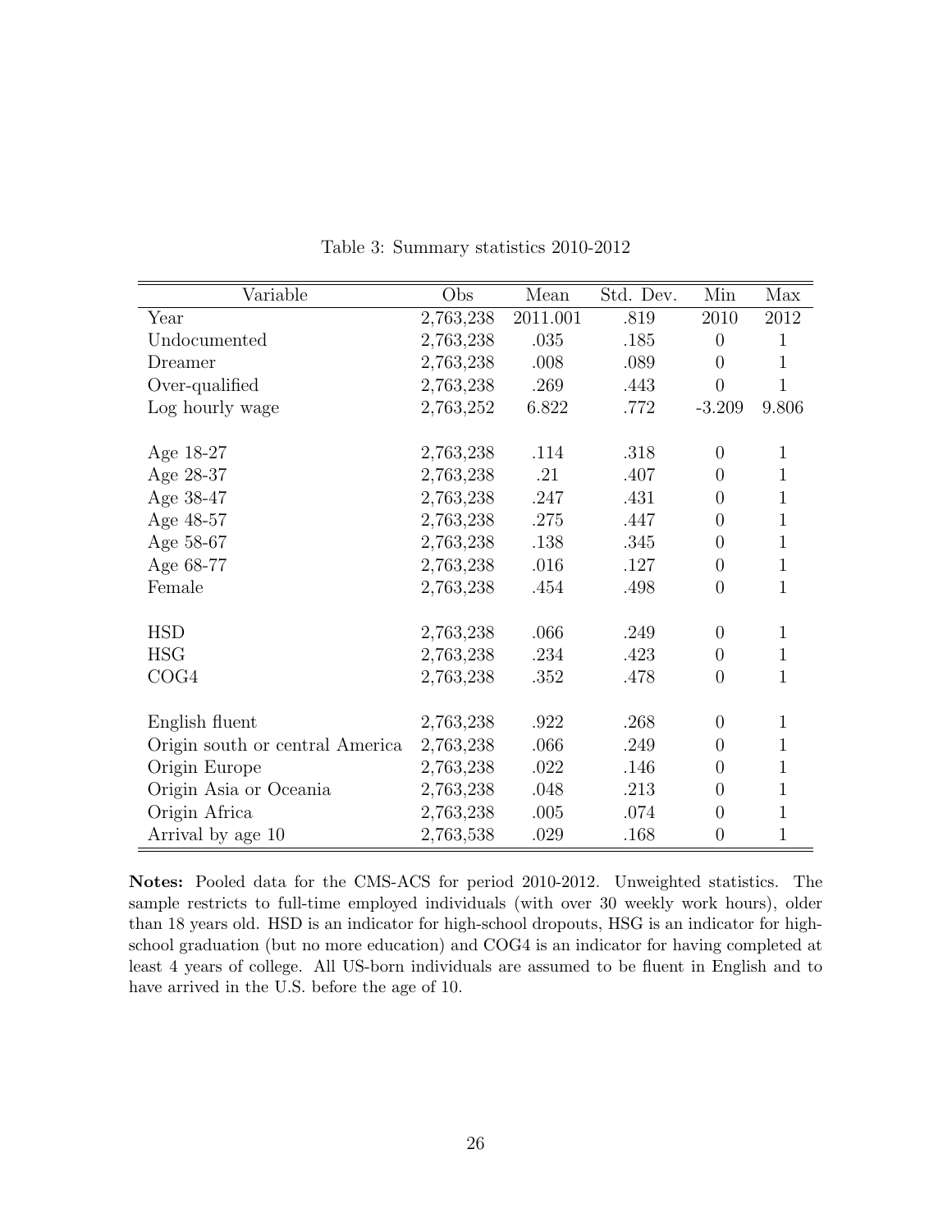Table 3: Summary statistics 2010-2012

| Variable | Obs | Mean | Std. Dev. | Min | Max |
| --- | --- | --- | --- | --- | --- |
| Year | 2,763,238 | 2011.001 | .819 | 2010 | 2012 |
| Undocumented | 2,763,238 | .035 | .185 | 0 | 1 |
| Dreamer | 2,763,238 | .008 | .089 | 0 | 1 |
| Over-qualified | 2,763,238 | .269 | .443 | 0 | 1 |
| Log hourly wage | 2,763,252 | 6.822 | .772 | -3.209 | 9.806 |
| Age 18-27 | 2,763,238 | .114 | .318 | 0 | 1 |
| Age 28-37 | 2,763,238 | .21 | .407 | 0 | 1 |
| Age 38-47 | 2,763,238 | .247 | .431 | 0 | 1 |
| Age 48-57 | 2,763,238 | .275 | .447 | 0 | 1 |
| Age 58-67 | 2,763,238 | .138 | .345 | 0 | 1 |
| Age 68-77 | 2,763,238 | .016 | .127 | 0 | 1 |
| Female | 2,763,238 | .454 | .498 | 0 | 1 |
| HSD | 2,763,238 | .066 | .249 | 0 | 1 |
| HSG | 2,763,238 | .234 | .423 | 0 | 1 |
| COG4 | 2,763,238 | .352 | .478 | 0 | 1 |
| English fluent | 2,763,238 | .922 | .268 | 0 | 1 |
| Origin south or central America | 2,763,238 | .066 | .249 | 0 | 1 |
| Origin Europe | 2,763,238 | .022 | .146 | 0 | 1 |
| Origin Asia or Oceania | 2,763,238 | .048 | .213 | 0 | 1 |
| Origin Africa | 2,763,238 | .005 | .074 | 0 | 1 |
| Arrival by age 10 | 2,763,538 | .029 | .168 | 0 | 1 |

**Notes:** Pooled data for the CMS-ACS for period 2010-2012. Unweighted statistics. The sample restricts to full-time employed individuals (with over 30 weekly work hours), older than 18 years old. HSD is an indicator for high-school dropouts, HSG is an indicator for high-school graduation (but no more education) and COG4 is an indicator for having completed at least 4 years of college. All US-born individuals are assumed to be fluent in English and to have arrived in the U.S. before the age of 10.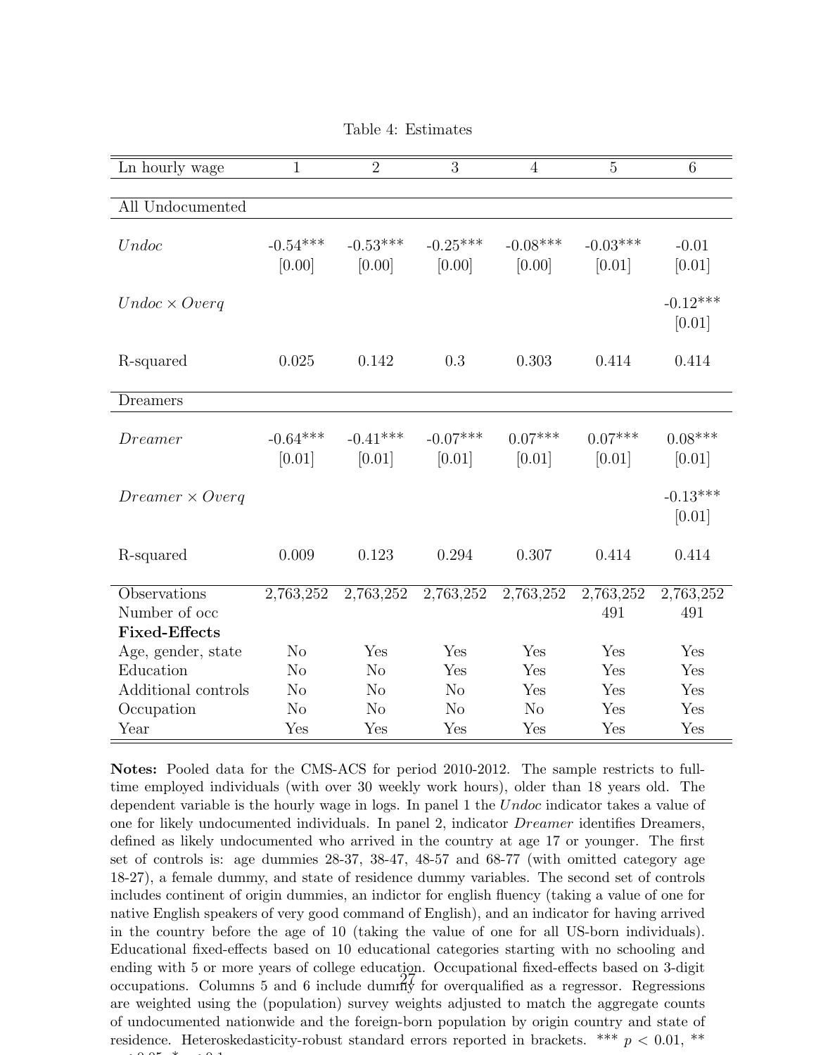Table 4: Estimates

| Ln hourly wage | 1 | 2 | 3 | 4 | 5 | 6 |
|---|---|---|---|---|---|---|
| All Undocumented | | | | | | |
| *Undoc* | -0.54*** | -0.53*** | -0.25*** | -0.08*** | -0.03*** | -0.01 |
| | [0.00] | [0.00] | [0.00] | [0.00] | [0.01] | [0.01] |
| $Undoc \times Overq$ | | | | | | -0.12*** |
| | | | | | | [0.01] |
| R-squared | 0.025 | 0.142 | 0.3 | 0.303 | 0.414 | 0.414 |
| Dreamers | | | | | | |
| *Dreamer* | -0.64*** | -0.41*** | -0.07*** | 0.07*** | 0.07*** | 0.08*** |
| | [0.01] | [0.01] | [0.01] | [0.01] | [0.01] | [0.01] |
| $Dreamer \times Overq$ | | | | | | -0.13*** |
| | | | | | | [0.01] |
| R-squared | 0.009 | 0.123 | 0.294 | 0.307 | 0.414 | 0.414 |
| Observations | 2,763,252 | 2,763,252 | 2,763,252 | 2,763,252 | 2,763,252 | 2,763,252 |
| Number of occ | | | | | 491 | 491 |
| **Fixed-Effects** | | | | | | |
| Age, gender, state | No | Yes | Yes | Yes | Yes | Yes |
| Education | No | No | Yes | Yes | Yes | Yes |
| Additional controls | No | No | No | Yes | Yes | Yes |
| Occupation | No | No | No | No | Yes | Yes |
| Year | Yes | Yes | Yes | Yes | Yes | Yes |

**Notes:** Pooled data for the CMS-ACS for period 2010-2012. The sample restricts to full-time employed individuals (with over 30 weekly work hours), older than 18 years old. The dependent variable is the hourly wage in logs. In panel 1 the *Undoc* indicator takes a value of one for likely undocumented individuals. In panel 2, indicator *Dreamer* identifies Dreamers, defined as likely undocumented who arrived in the country at age 17 or younger. The first set of controls is: age dummies 28-37, 38-47, 48-57 and 68-77 (with omitted category age 18-27), a female dummy, and state of residence dummy variables. The second set of controls includes continent of origin dummies, an indictor for english fluency (taking a value of one for native English speakers of very good command of English), and an indicator for having arrived in the country before the age of 10 (taking the value of one for all US-born individuals). Educational fixed-effects based on 10 educational categories starting with no schooling and ending with 5 or more years of college education. Occupational fixed-effects based on 3-digit occupations. Columns 5 and 6 include dummy for overqualified as a regressor. Regressions are weighted using the (population) survey weights adjusted to match the aggregate counts of undocumented nationwide and the foreign-born population by origin country and state of residence. Heteroskedasticity-robust standard errors reported in brackets. *** $p < 0.01$, ** $p < 0.05$, * $p < 0.1$.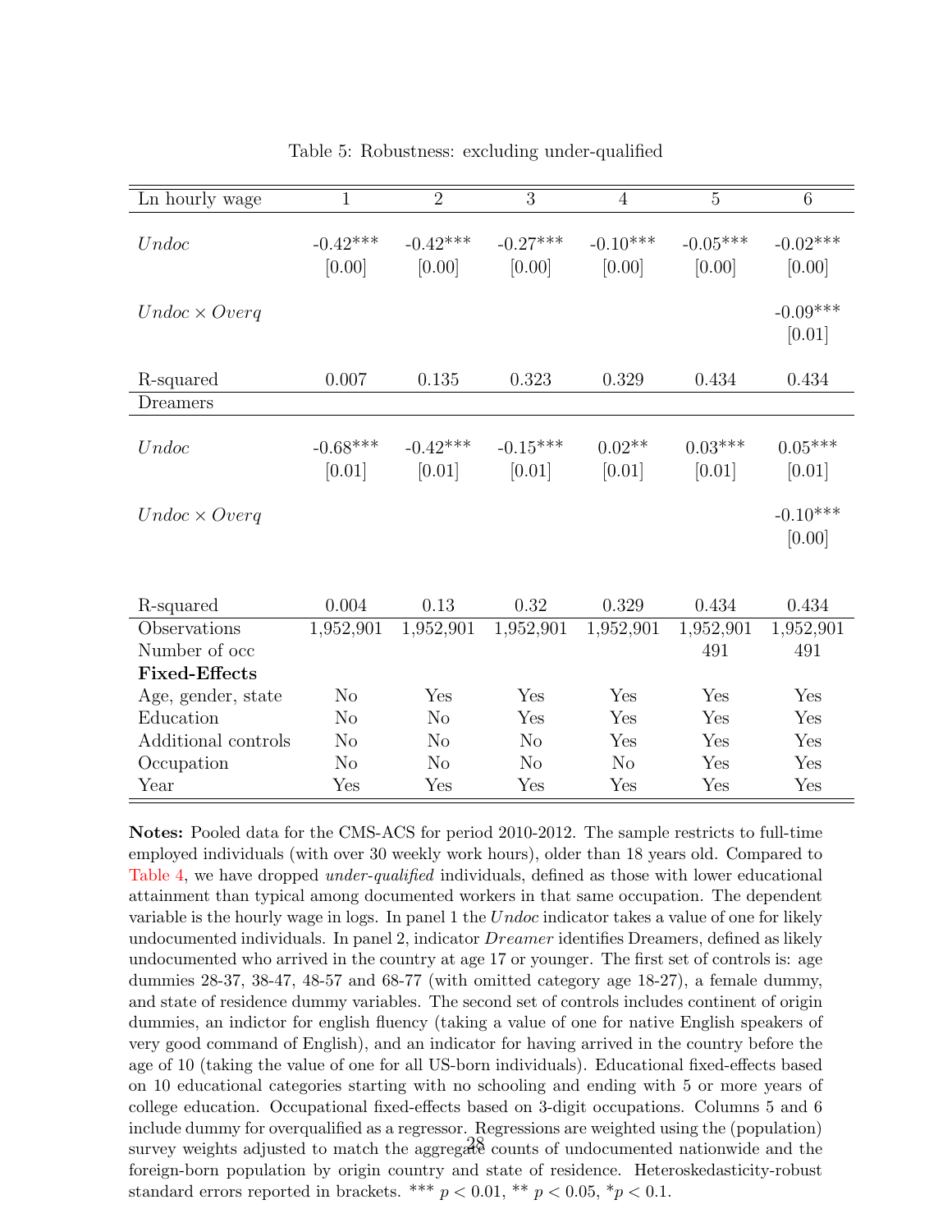Table 5: Robustness: excluding under-qualified

| Ln hourly wage | 1 | 2 | 3 | 4 | 5 | 6 |
|---|---|---|---|---|---|---|
| *Undoc* | -0.42*** | -0.42*** | -0.27*** | -0.10*** | -0.05*** | -0.02*** |
| | [0.00] | [0.00] | [0.00] | [0.00] | [0.00] | [0.00] |
| $Undoc \times Overq$ | | | | | | -0.09*** |
| | | | | | | [0.01] |
| R-squared | 0.007 | 0.135 | 0.323 | 0.329 | 0.434 | 0.434 |
| Dreamers | | | | | | |
| *Undoc* | -0.68*** | -0.42*** | -0.15*** | 0.02** | 0.03*** | 0.05*** |
| | [0.01] | [0.01] | [0.01] | [0.01] | [0.01] | [0.01] |
| $Undoc \times Overq$ | | | | | | -0.10*** |
| | | | | | | [0.00] |
| R-squared | 0.004 | 0.13 | 0.32 | 0.329 | 0.434 | 0.434 |
| Observations | 1,952,901 | 1,952,901 | 1,952,901 | 1,952,901 | 1,952,901 | 1,952,901 |
| Number of occ | | | | | 491 | 491 |
| **Fixed-Effects** | | | | | | |
| Age, gender, state | No | Yes | Yes | Yes | Yes | Yes |
| Education | No | No | Yes | Yes | Yes | Yes |
| Additional controls | No | No | No | Yes | Yes | Yes |
| Occupation | No | No | No | No | Yes | Yes |
| Year | Yes | Yes | Yes | Yes | Yes | Yes |

**Notes:** Pooled data for the CMS-ACS for period 2010-2012. The sample restricts to full-time employed individuals (with over 30 weekly work hours), older than 18 years old. Compared to Table 4, we have dropped *under-qualified* individuals, defined as those with lower educational attainment than typical among documented workers in that same occupation. The dependent variable is the hourly wage in logs. In panel 1 the *Undoc* indicator takes a value of one for likely undocumented individuals. In panel 2, indicator *Dreamer* identifies Dreamers, defined as likely undocumented who arrived in the country at age 17 or younger. The first set of controls is: age dummies 28-37, 38-47, 48-57 and 68-77 (with omitted category age 18-27), a female dummy, and state of residence dummy variables. The second set of controls includes continent of origin dummies, an indictor for english fluency (taking a value of one for native English speakers of very good command of English), and an indicator for having arrived in the country before the age of 10 (taking the value of one for all US-born individuals). Educational fixed-effects based on 10 educational categories starting with no schooling and ending with 5 or more years of college education. Occupational fixed-effects based on 3-digit occupations. Columns 5 and 6 include dummy for overqualified as a regressor. Regressions are weighted using the (population) survey weights adjusted to match the aggregate counts of undocumented nationwide and the foreign-born population by origin country and state of residence. Heteroskedasticity-robust standard errors reported in brackets. *** $p < 0.01$, ** $p < 0.05$, *$p < 0.1$.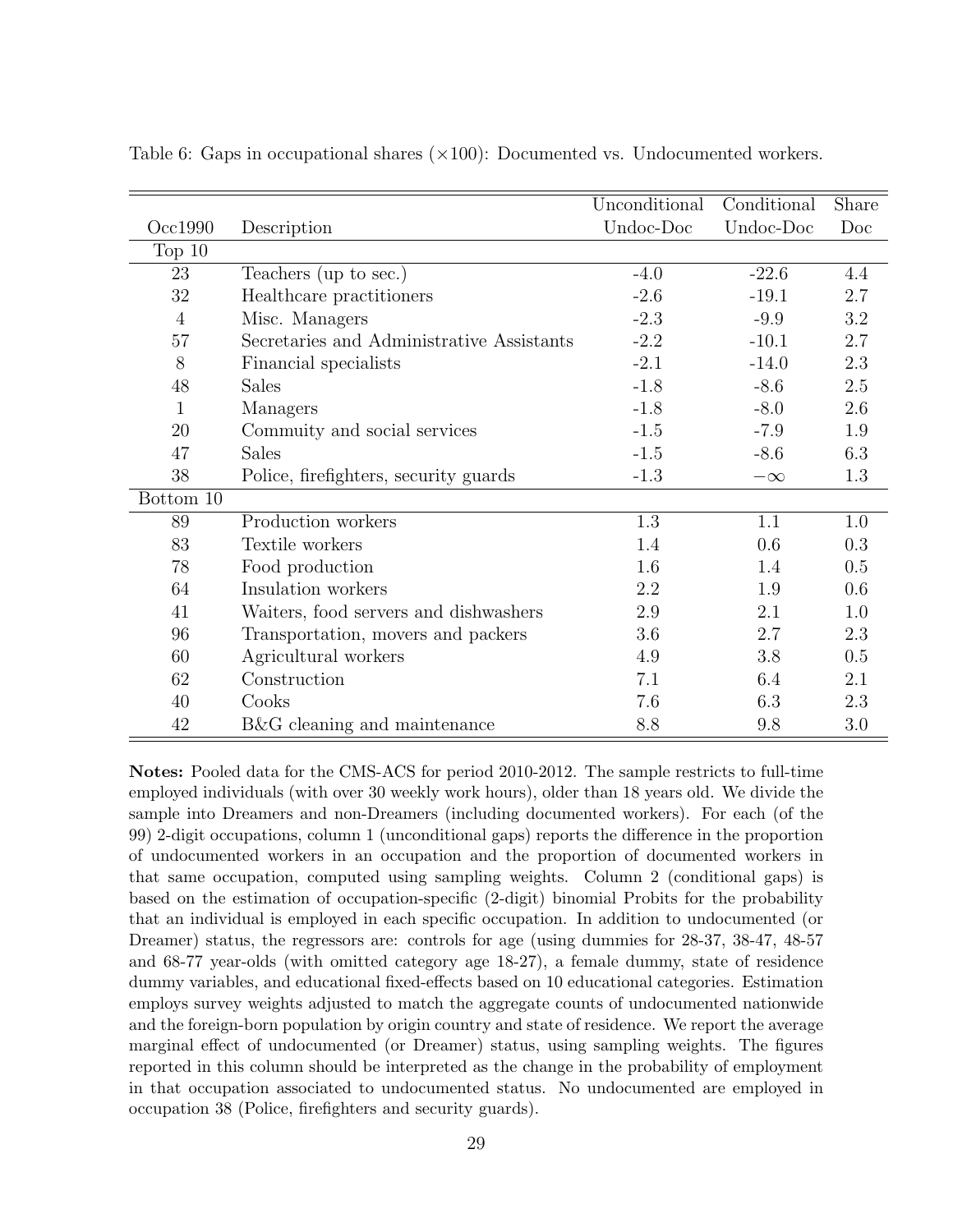Table 6: Gaps in occupational shares (×100): Documented vs. Undocumented workers.

| Occ1990 | Description | Unconditional Undoc-Doc | Conditional Undoc-Doc | Share Doc |
|---|---|---|---|---|
| Top 10 | | | | |
| 23 | Teachers (up to sec.) | -4.0 | -22.6 | 4.4 |
| 32 | Healthcare practitioners | -2.6 | -19.1 | 2.7 |
| 4 | Misc. Managers | -2.3 | -9.9 | 3.2 |
| 57 | Secretaries and Administrative Assistants | -2.2 | -10.1 | 2.7 |
| 8 | Financial specialists | -2.1 | -14.0 | 2.3 |
| 48 | Sales | -1.8 | -8.6 | 2.5 |
| 1 | Managers | -1.8 | -8.0 | 2.6 |
| 20 | Commuity and social services | -1.5 | -7.9 | 1.9 |
| 47 | Sales | -1.5 | -8.6 | 6.3 |
| 38 | Police, firefighters, security guards | -1.3 | $-\infty$ | 1.3 |
| Bottom 10 | | | | |
| 89 | Production workers | 1.3 | 1.1 | 1.0 |
| 83 | Textile workers | 1.4 | 0.6 | 0.3 |
| 78 | Food production | 1.6 | 1.4 | 0.5 |
| 64 | Insulation workers | 2.2 | 1.9 | 0.6 |
| 41 | Waiters, food servers and dishwashers | 2.9 | 2.1 | 1.0 |
| 96 | Transportation, movers and packers | 3.6 | 2.7 | 2.3 |
| 60 | Agricultural workers | 4.9 | 3.8 | 0.5 |
| 62 | Construction | 7.1 | 6.4 | 2.1 |
| 40 | Cooks | 7.6 | 6.3 | 2.3 |
| 42 | B&G cleaning and maintenance | 8.8 | 9.8 | 3.0 |

**Notes:** Pooled data for the CMS-ACS for period 2010-2012. The sample restricts to full-time employed individuals (with over 30 weekly work hours), older than 18 years old. We divide the sample into Dreamers and non-Dreamers (including documented workers). For each (of the 99) 2-digit occupations, column 1 (unconditional gaps) reports the difference in the proportion of undocumented workers in an occupation and the proportion of documented workers in that same occupation, computed using sampling weights. Column 2 (conditional gaps) is based on the estimation of occupation-specific (2-digit) binomial Probits for the probability that an individual is employed in each specific occupation. In addition to undocumented (or Dreamer) status, the regressors are: controls for age (using dummies for 28-37, 38-47, 48-57 and 68-77 year-olds (with omitted category age 18-27), a female dummy, state of residence dummy variables, and educational fixed-effects based on 10 educational categories. Estimation employs survey weights adjusted to match the aggregate counts of undocumented nationwide and the foreign-born population by origin country and state of residence. We report the average marginal effect of undocumented (or Dreamer) status, using sampling weights. The figures reported in this column should be interpreted as the change in the probability of employment in that occupation associated to undocumented status. No undocumented are employed in occupation 38 (Police, firefighters and security guards).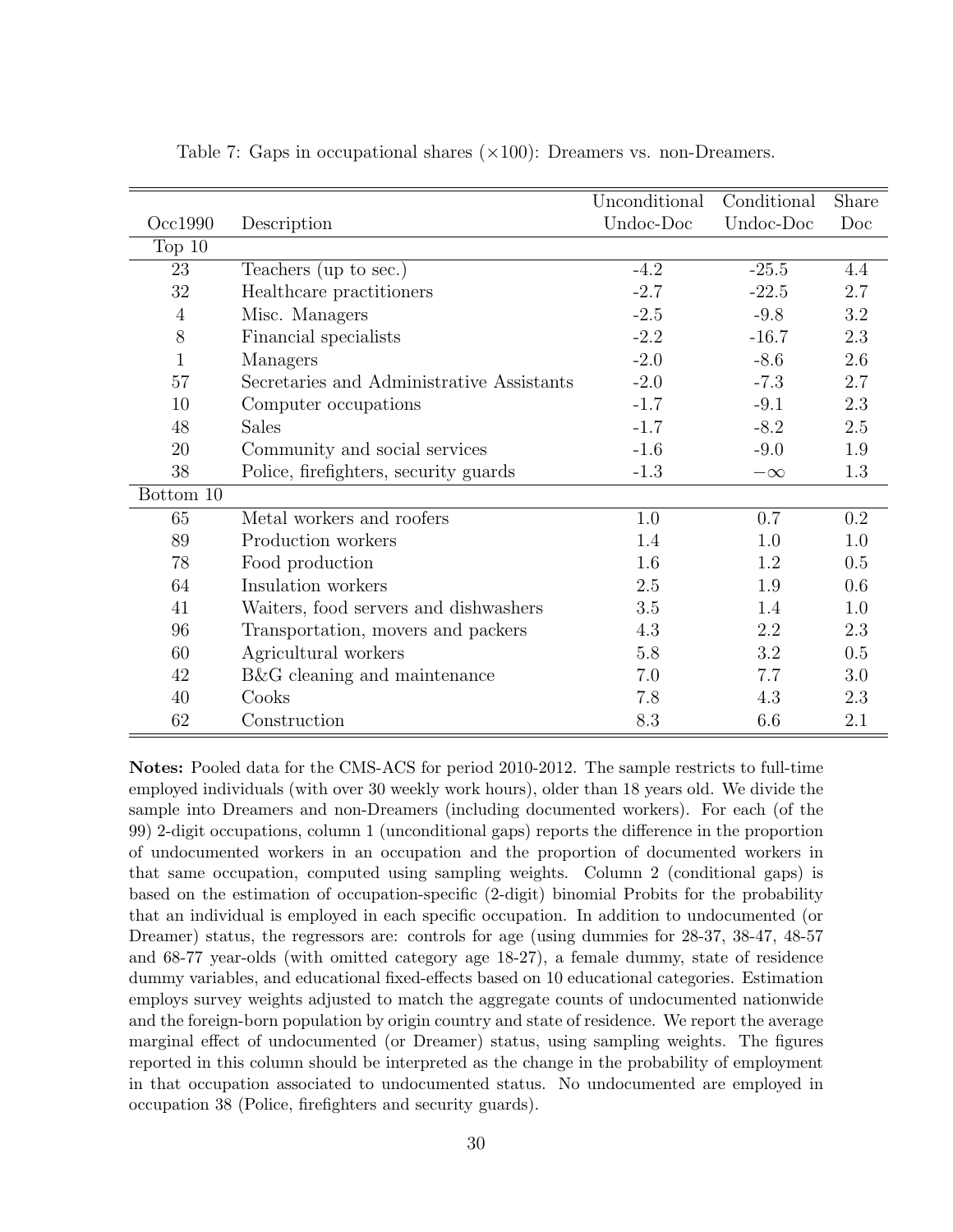Table 7: Gaps in occupational shares ($\times 100$): Dreamers vs. non-Dreamers.

| Occ1990 | Description | Unconditional Undoc-Doc | Conditional Undoc-Doc | Share Doc |
|---|---|---|---|---|
| Top 10 | | | | |
| 23 | Teachers (up to sec.) | -4.2 | -25.5 | 4.4 |
| 32 | Healthcare practitioners | -2.7 | -22.5 | 2.7 |
| 4 | Misc. Managers | -2.5 | -9.8 | 3.2 |
| 8 | Financial specialists | -2.2 | -16.7 | 2.3 |
| 1 | Managers | -2.0 | -8.6 | 2.6 |
| 57 | Secretaries and Administrative Assistants | -2.0 | -7.3 | 2.7 |
| 10 | Computer occupations | -1.7 | -9.1 | 2.3 |
| 48 | Sales | -1.7 | -8.2 | 2.5 |
| 20 | Community and social services | -1.6 | -9.0 | 1.9 |
| 38 | Police, firefighters, security guards | -1.3 | $-\infty$ | 1.3 |
| Bottom 10 | | | | |
| 65 | Metal workers and roofers | 1.0 | 0.7 | 0.2 |
| 89 | Production workers | 1.4 | 1.0 | 1.0 |
| 78 | Food production | 1.6 | 1.2 | 0.5 |
| 64 | Insulation workers | 2.5 | 1.9 | 0.6 |
| 41 | Waiters, food servers and dishwashers | 3.5 | 1.4 | 1.0 |
| 96 | Transportation, movers and packers | 4.3 | 2.2 | 2.3 |
| 60 | Agricultural workers | 5.8 | 3.2 | 0.5 |
| 42 | B&G cleaning and maintenance | 7.0 | 7.7 | 3.0 |
| 40 | Cooks | 7.8 | 4.3 | 2.3 |
| 62 | Construction | 8.3 | 6.6 | 2.1 |

**Notes:** Pooled data for the CMS-ACS for period 2010-2012. The sample restricts to full-time employed individuals (with over 30 weekly work hours), older than 18 years old. We divide the sample into Dreamers and non-Dreamers (including documented workers). For each (of the 99) 2-digit occupations, column 1 (unconditional gaps) reports the difference in the proportion of undocumented workers in an occupation and the proportion of documented workers in that same occupation, computed using sampling weights. Column 2 (conditional gaps) is based on the estimation of occupation-specific (2-digit) binomial Probits for the probability that an individual is employed in each specific occupation. In addition to undocumented (or Dreamer) status, the regressors are: controls for age (using dummies for 28-37, 38-47, 48-57 and 68-77 year-olds (with omitted category age 18-27), a female dummy, state of residence dummy variables, and educational fixed-effects based on 10 educational categories. Estimation employs survey weights adjusted to match the aggregate counts of undocumented nationwide and the foreign-born population by origin country and state of residence. We report the average marginal effect of undocumented (or Dreamer) status, using sampling weights. The figures reported in this column should be interpreted as the change in the probability of employment in that occupation associated to undocumented status. No undocumented are employed in occupation 38 (Police, firefighters and security guards).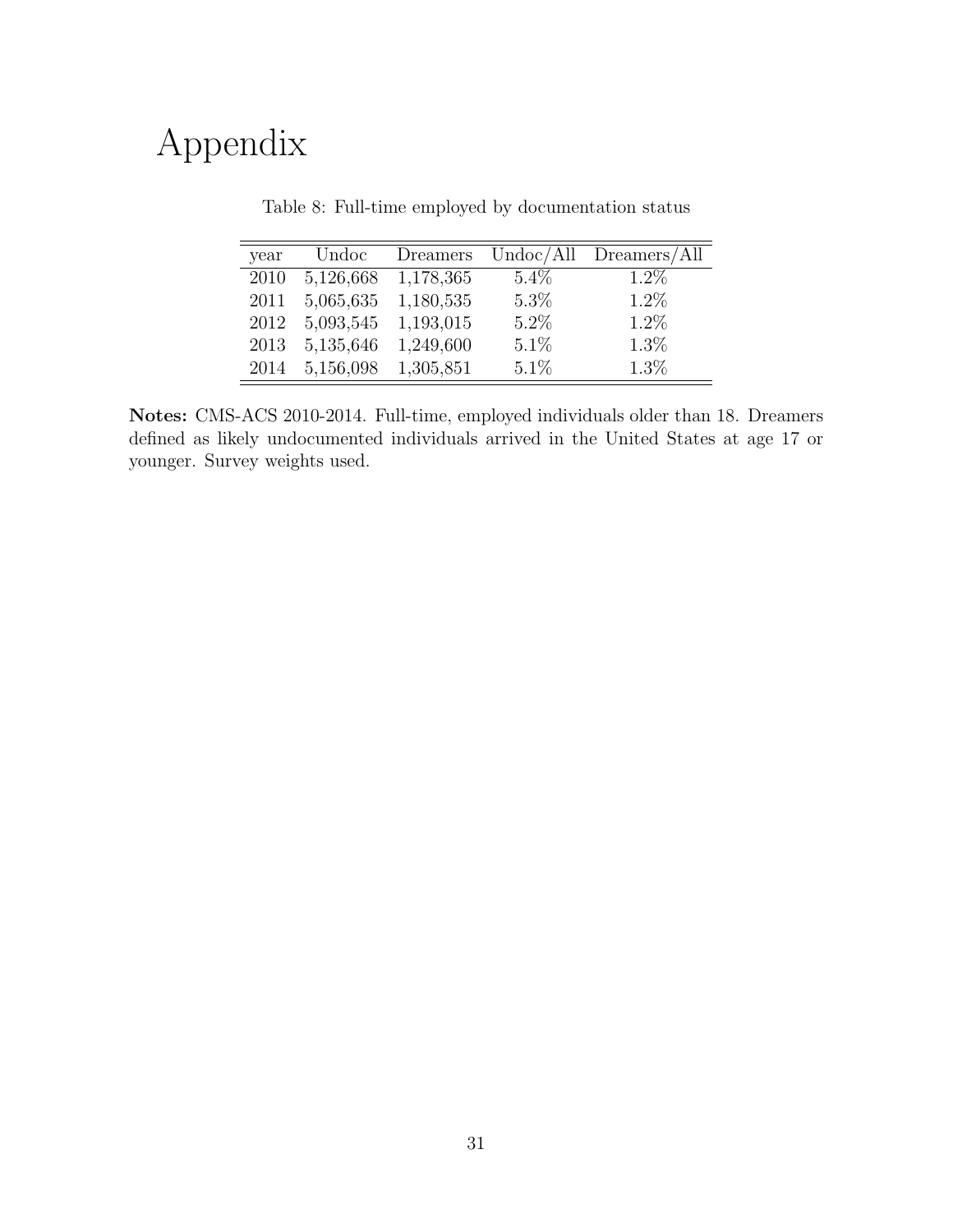# Appendix

Table 8: Full-time employed by documentation status

| year | Undoc | Dreamers | Undoc/All | Dreamers/All |
|---|---|---|---|---|
| 2010 | 5,126,668 | 1,178,365 | 5.4% | 1.2% |
| 2011 | 5,065,635 | 1,180,535 | 5.3% | 1.2% |
| 2012 | 5,093,545 | 1,193,015 | 5.2% | 1.2% |
| 2013 | 5,135,646 | 1,249,600 | 5.1% | 1.3% |
| 2014 | 5,156,098 | 1,305,851 | 5.1% | 1.3% |

**Notes:** CMS-ACS 2010-2014. Full-time, employed individuals older than 18. Dreamers defined as likely undocumented individuals arrived in the United States at age 17 or younger. Survey weights used.